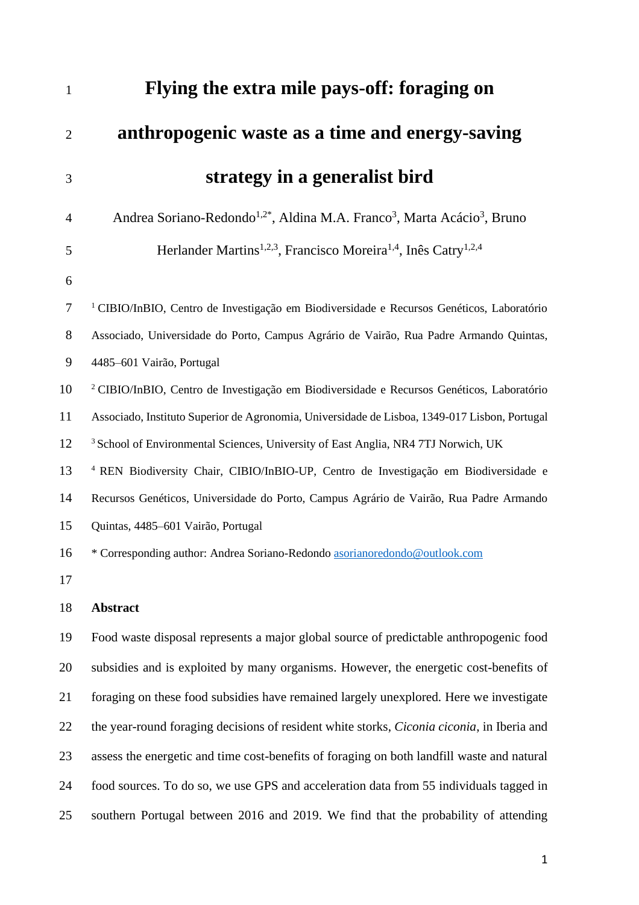# Flying the extra mile pays-off: foraging on anthropogenic waste as a time and energy-saving strategy in a generalist bird

Andrea Soriano-Redondo[1,2*], Aldina M.A. Franco[3], Marta Acácio[3], Bruno Herlander Martins[1,2,3], Francisco Moreira[1,4], Inês Catry[1,2,4]

[1] CIBIO/InBIO, Centro de Investigação em Biodiversidade e Recursos Genéticos, Laboratório Associado, Universidade do Porto, Campus Agrário de Vairão, Rua Padre Armando Quintas, 4485–601 Vairão, Portugal

[2] CIBIO/InBIO, Centro de Investigação em Biodiversidade e Recursos Genéticos, Laboratório Associado, Instituto Superior de Agronomia, Universidade de Lisboa, 1349-017 Lisbon, Portugal

[3] School of Environmental Sciences, University of East Anglia, NR4 7TJ Norwich, UK

[4] REN Biodiversity Chair, CIBIO/InBIO-UP, Centro de Investigação em Biodiversidade e Recursos Genéticos, Universidade do Porto, Campus Agrário de Vairão, Rua Padre Armando Quintas, 4485–601 Vairão, Portugal

* Corresponding author: Andrea Soriano-Redondo asorianoredondo@outlook.com

## Abstract

Food waste disposal represents a major global source of predictable anthropogenic food subsidies and is exploited by many organisms. However, the energetic cost-benefits of foraging on these food subsidies have remained largely unexplored. Here we investigate the year-round foraging decisions of resident white storks, *Ciconia ciconia*, in Iberia and assess the energetic and time cost-benefits of foraging on both landfill waste and natural food sources. To do so, we use GPS and acceleration data from 55 individuals tagged in southern Portugal between 2016 and 2019. We find that the probability of attending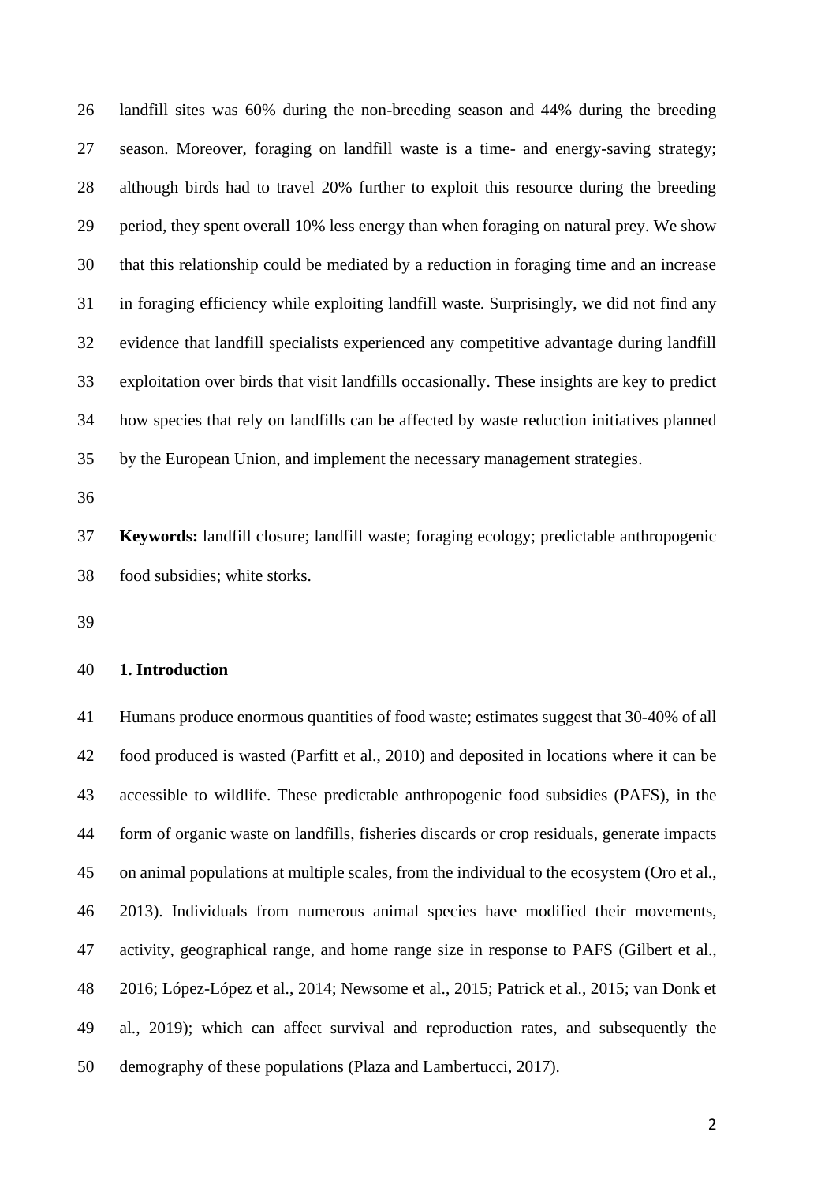landfill sites was 60% during the non-breeding season and 44% during the breeding season. Moreover, foraging on landfill waste is a time- and energy-saving strategy; although birds had to travel 20% further to exploit this resource during the breeding period, they spent overall 10% less energy than when foraging on natural prey. We show that this relationship could be mediated by a reduction in foraging time and an increase in foraging efficiency while exploiting landfill waste. Surprisingly, we did not find any evidence that landfill specialists experienced any competitive advantage during landfill exploitation over birds that visit landfills occasionally. These insights are key to predict how species that rely on landfills can be affected by waste reduction initiatives planned by the European Union, and implement the necessary management strategies.

**Keywords:** landfill closure; landfill waste; foraging ecology; predictable anthropogenic food subsidies; white storks.

## 1. Introduction

Humans produce enormous quantities of food waste; estimates suggest that 30-40% of all food produced is wasted (Parfitt et al., 2010) and deposited in locations where it can be accessible to wildlife. These predictable anthropogenic food subsidies (PAFS), in the form of organic waste on landfills, fisheries discards or crop residuals, generate impacts on animal populations at multiple scales, from the individual to the ecosystem (Oro et al., 2013). Individuals from numerous animal species have modified their movements, activity, geographical range, and home range size in response to PAFS (Gilbert et al., 2016; López-López et al., 2014; Newsome et al., 2015; Patrick et al., 2015; van Donk et al., 2019); which can affect survival and reproduction rates, and subsequently the demography of these populations (Plaza and Lambertucci, 2017).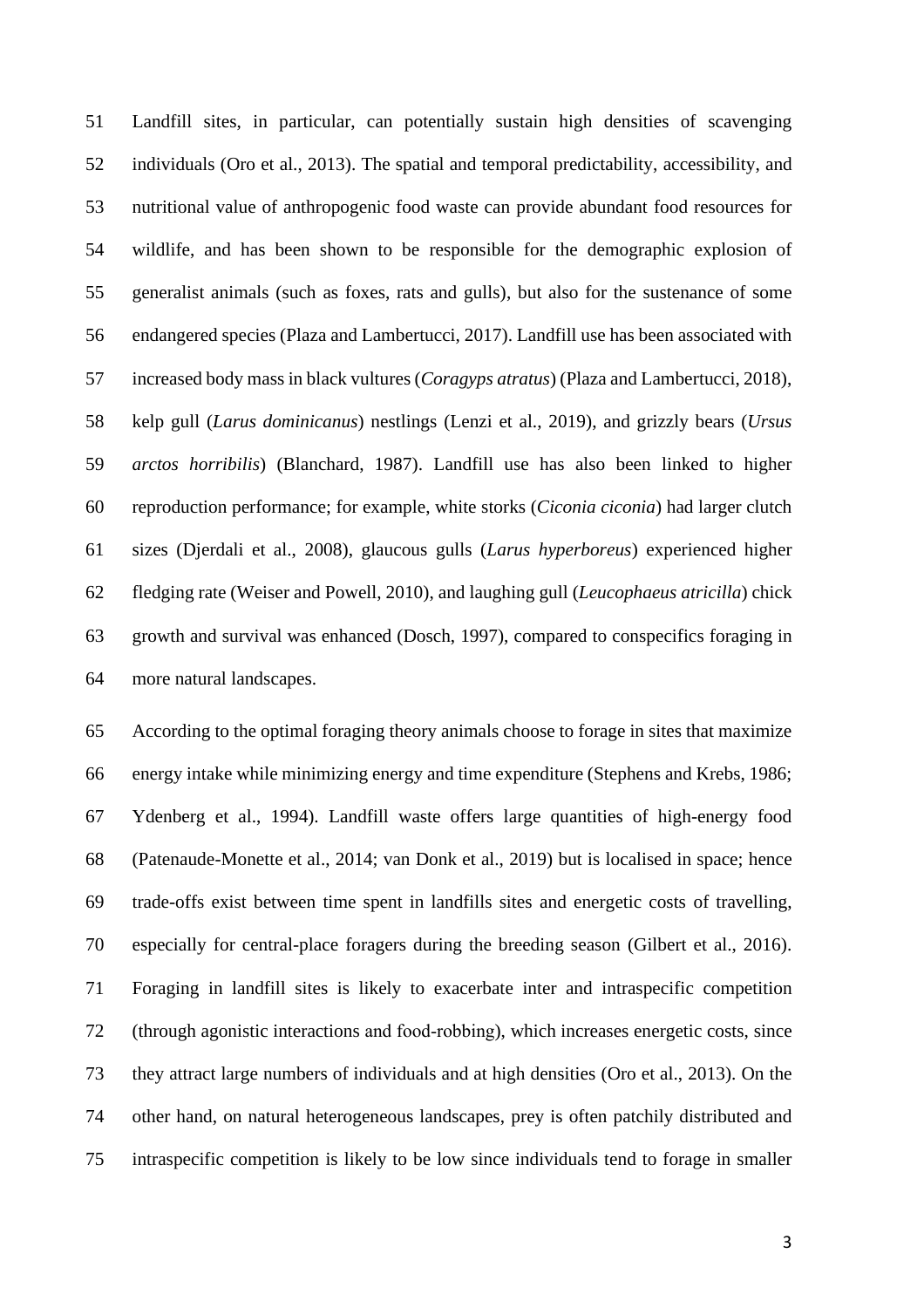Landfill sites, in particular, can potentially sustain high densities of scavenging individuals (Oro et al., 2013). The spatial and temporal predictability, accessibility, and nutritional value of anthropogenic food waste can provide abundant food resources for wildlife, and has been shown to be responsible for the demographic explosion of generalist animals (such as foxes, rats and gulls), but also for the sustenance of some endangered species (Plaza and Lambertucci, 2017). Landfill use has been associated with increased body mass in black vultures (*Coragyps atratus*) (Plaza and Lambertucci, 2018), kelp gull (*Larus dominicanus*) nestlings (Lenzi et al., 2019), and grizzly bears (*Ursus arctos horribilis*) (Blanchard, 1987). Landfill use has also been linked to higher reproduction performance; for example, white storks (*Ciconia ciconia*) had larger clutch sizes (Djerdali et al., 2008), glaucous gulls (*Larus hyperboreus*) experienced higher fledging rate (Weiser and Powell, 2010), and laughing gull (*Leucophaeus atricilla*) chick growth and survival was enhanced (Dosch, 1997), compared to conspecifics foraging in more natural landscapes.

According to the optimal foraging theory animals choose to forage in sites that maximize energy intake while minimizing energy and time expenditure (Stephens and Krebs, 1986; Ydenberg et al., 1994). Landfill waste offers large quantities of high-energy food (Patenaude-Monette et al., 2014; van Donk et al., 2019) but is localised in space; hence trade-offs exist between time spent in landfills sites and energetic costs of travelling, especially for central-place foragers during the breeding season (Gilbert et al., 2016). Foraging in landfill sites is likely to exacerbate inter and intraspecific competition (through agonistic interactions and food-robbing), which increases energetic costs, since they attract large numbers of individuals and at high densities (Oro et al., 2013). On the other hand, on natural heterogeneous landscapes, prey is often patchily distributed and intraspecific competition is likely to be low since individuals tend to forage in smaller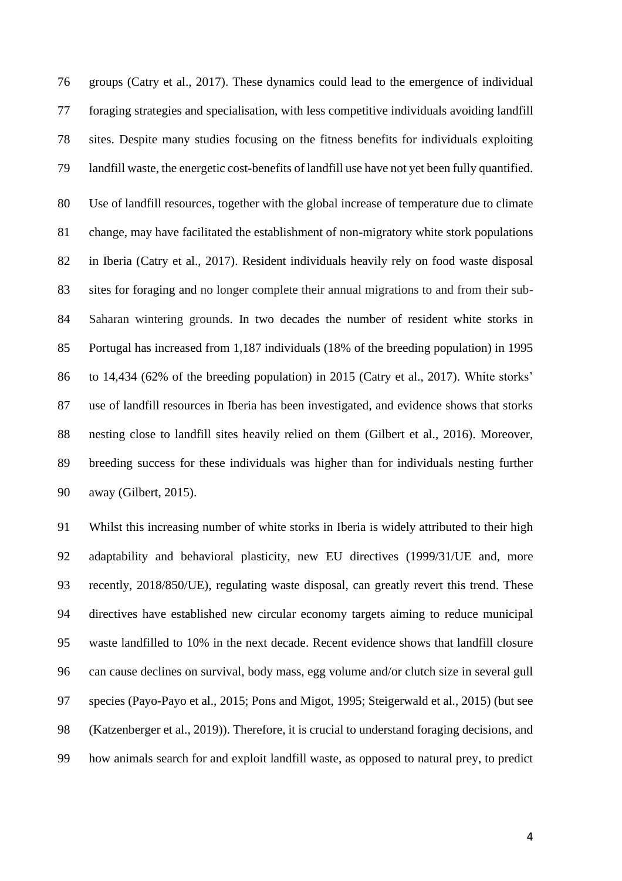groups (Catry et al., 2017). These dynamics could lead to the emergence of individual foraging strategies and specialisation, with less competitive individuals avoiding landfill sites. Despite many studies focusing on the fitness benefits for individuals exploiting landfill waste, the energetic cost-benefits of landfill use have not yet been fully quantified.

Use of landfill resources, together with the global increase of temperature due to climate change, may have facilitated the establishment of non-migratory white stork populations in Iberia (Catry et al., 2017). Resident individuals heavily rely on food waste disposal sites for foraging and no longer complete their annual migrations to and from their sub-Saharan wintering grounds. In two decades the number of resident white storks in Portugal has increased from 1,187 individuals (18% of the breeding population) in 1995 to 14,434 (62% of the breeding population) in 2015 (Catry et al., 2017). White storks' use of landfill resources in Iberia has been investigated, and evidence shows that storks nesting close to landfill sites heavily relied on them (Gilbert et al., 2016). Moreover, breeding success for these individuals was higher than for individuals nesting further away (Gilbert, 2015).

Whilst this increasing number of white storks in Iberia is widely attributed to their high adaptability and behavioral plasticity, new EU directives (1999/31/UE and, more recently, 2018/850/UE), regulating waste disposal, can greatly revert this trend. These directives have established new circular economy targets aiming to reduce municipal waste landfilled to 10% in the next decade. Recent evidence shows that landfill closure can cause declines on survival, body mass, egg volume and/or clutch size in several gull species (Payo-Payo et al., 2015; Pons and Migot, 1995; Steigerwald et al., 2015) (but see (Katzenberger et al., 2019)). Therefore, it is crucial to understand foraging decisions, and how animals search for and exploit landfill waste, as opposed to natural prey, to predict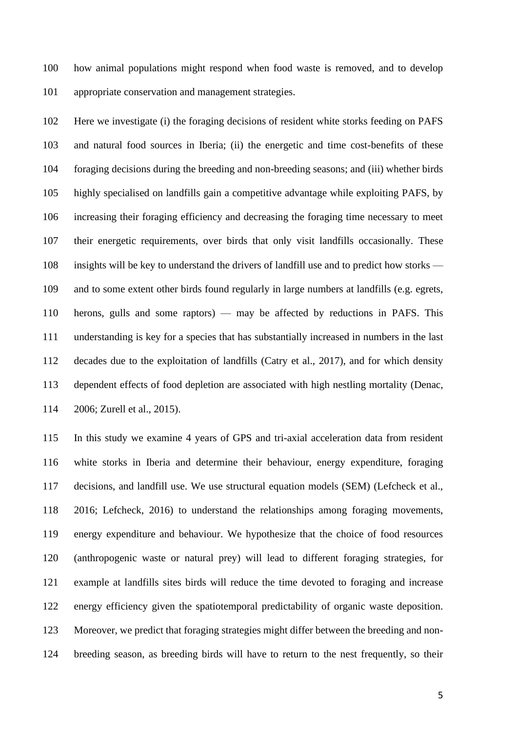how animal populations might respond when food waste is removed, and to develop appropriate conservation and management strategies.

Here we investigate (i) the foraging decisions of resident white storks feeding on PAFS and natural food sources in Iberia; (ii) the energetic and time cost-benefits of these foraging decisions during the breeding and non-breeding seasons; and (iii) whether birds highly specialised on landfills gain a competitive advantage while exploiting PAFS, by increasing their foraging efficiency and decreasing the foraging time necessary to meet their energetic requirements, over birds that only visit landfills occasionally. These insights will be key to understand the drivers of landfill use and to predict how storks — and to some extent other birds found regularly in large numbers at landfills (e.g. egrets, herons, gulls and some raptors) — may be affected by reductions in PAFS. This understanding is key for a species that has substantially increased in numbers in the last decades due to the exploitation of landfills (Catry et al., 2017), and for which density dependent effects of food depletion are associated with high nestling mortality (Denac, 2006; Zurell et al., 2015).

In this study we examine 4 years of GPS and tri-axial acceleration data from resident white storks in Iberia and determine their behaviour, energy expenditure, foraging decisions, and landfill use. We use structural equation models (SEM) (Lefcheck et al., 2016; Lefcheck, 2016) to understand the relationships among foraging movements, energy expenditure and behaviour. We hypothesize that the choice of food resources (anthropogenic waste or natural prey) will lead to different foraging strategies, for example at landfills sites birds will reduce the time devoted to foraging and increase energy efficiency given the spatiotemporal predictability of organic waste deposition. Moreover, we predict that foraging strategies might differ between the breeding and non-breeding season, as breeding birds will have to return to the nest frequently, so their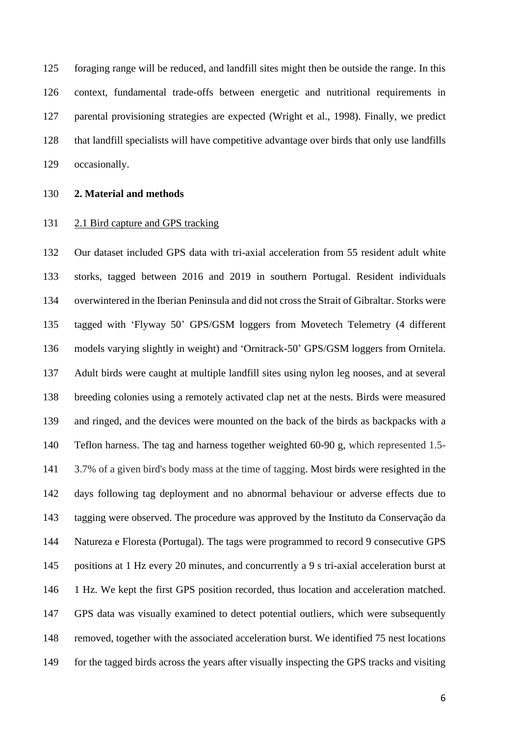foraging range will be reduced, and landfill sites might then be outside the range. In this context, fundamental trade-offs between energetic and nutritional requirements in parental provisioning strategies are expected (Wright et al., 1998). Finally, we predict that landfill specialists will have competitive advantage over birds that only use landfills occasionally.

## 2. Material and methods

### 2.1 Bird capture and GPS tracking

Our dataset included GPS data with tri-axial acceleration from 55 resident adult white storks, tagged between 2016 and 2019 in southern Portugal. Resident individuals overwintered in the Iberian Peninsula and did not cross the Strait of Gibraltar. Storks were tagged with 'Flyway 50' GPS/GSM loggers from Movetech Telemetry (4 different models varying slightly in weight) and 'Ornitrack-50' GPS/GSM loggers from Ornitela. Adult birds were caught at multiple landfill sites using nylon leg nooses, and at several breeding colonies using a remotely activated clap net at the nests. Birds were measured and ringed, and the devices were mounted on the back of the birds as backpacks with a Teflon harness. The tag and harness together weighted 60-90 g, which represented 1.5-3.7% of a given bird's body mass at the time of tagging. Most birds were resighted in the days following tag deployment and no abnormal behaviour or adverse effects due to tagging were observed. The procedure was approved by the Instituto da Conservação da Natureza e Floresta (Portugal). The tags were programmed to record 9 consecutive GPS positions at 1 Hz every 20 minutes, and concurrently a 9 s tri-axial acceleration burst at 1 Hz. We kept the first GPS position recorded, thus location and acceleration matched. GPS data was visually examined to detect potential outliers, which were subsequently removed, together with the associated acceleration burst. We identified 75 nest locations for the tagged birds across the years after visually inspecting the GPS tracks and visiting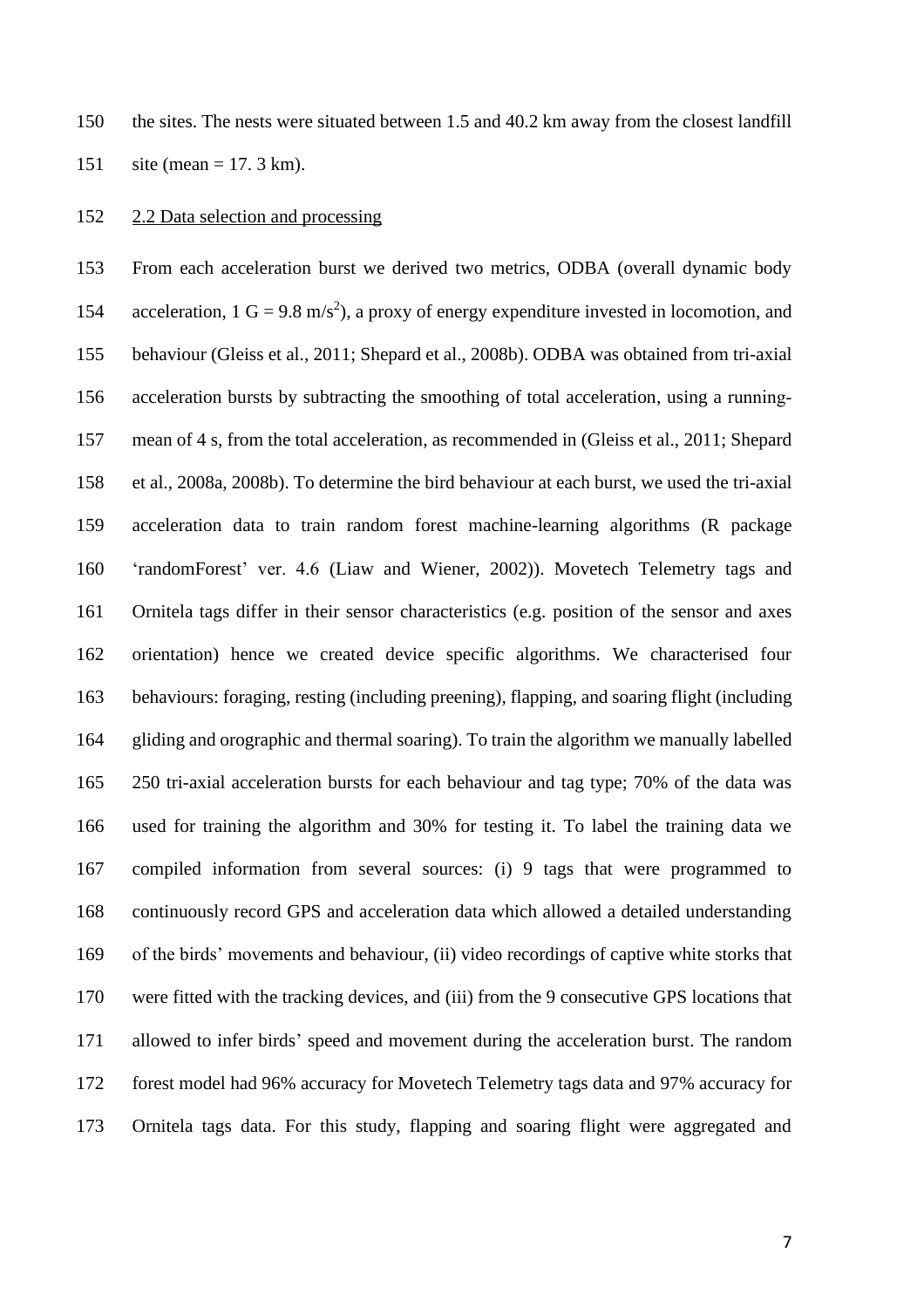the sites. The nests were situated between 1.5 and 40.2 km away from the closest landfill site (mean = 17. 3 km).

2.2 Data selection and processing

From each acceleration burst we derived two metrics, ODBA (overall dynamic body acceleration, 1 G = 9.8 $m/s^2$), a proxy of energy expenditure invested in locomotion, and behaviour (Gleiss et al., 2011; Shepard et al., 2008b). ODBA was obtained from tri-axial acceleration bursts by subtracting the smoothing of total acceleration, using a running-mean of 4 s, from the total acceleration, as recommended in (Gleiss et al., 2011; Shepard et al., 2008a, 2008b). To determine the bird behaviour at each burst, we used the tri-axial acceleration data to train random forest machine-learning algorithms (R package 'randomForest' ver. 4.6 (Liaw and Wiener, 2002)). Movetech Telemetry tags and Ornitela tags differ in their sensor characteristics (e.g. position of the sensor and axes orientation) hence we created device specific algorithms. We characterised four behaviours: foraging, resting (including preening), flapping, and soaring flight (including gliding and orographic and thermal soaring). To train the algorithm we manually labelled 250 tri-axial acceleration bursts for each behaviour and tag type; 70% of the data was used for training the algorithm and 30% for testing it. To label the training data we compiled information from several sources: (i) 9 tags that were programmed to continuously record GPS and acceleration data which allowed a detailed understanding of the birds' movements and behaviour, (ii) video recordings of captive white storks that were fitted with the tracking devices, and (iii) from the 9 consecutive GPS locations that allowed to infer birds' speed and movement during the acceleration burst. The random forest model had 96% accuracy for Movetech Telemetry tags data and 97% accuracy for Ornitela tags data. For this study, flapping and soaring flight were aggregated and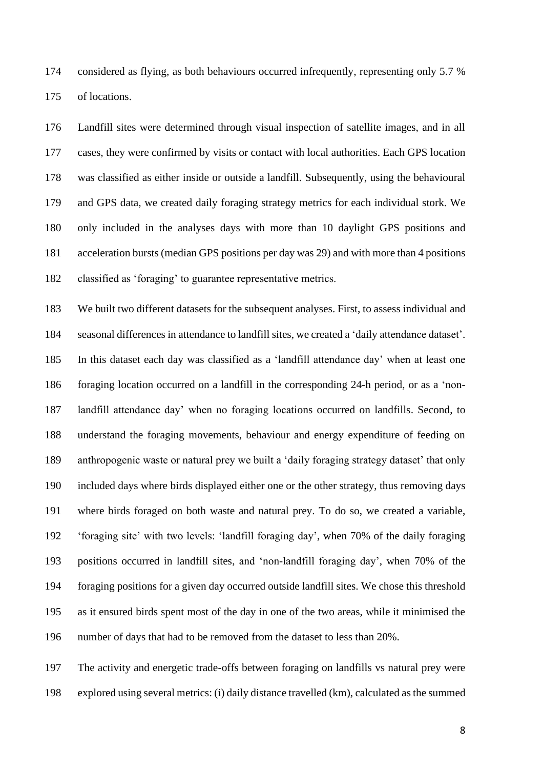considered as flying, as both behaviours occurred infrequently, representing only 5.7 % of locations.

Landfill sites were determined through visual inspection of satellite images, and in all cases, they were confirmed by visits or contact with local authorities. Each GPS location was classified as either inside or outside a landfill. Subsequently, using the behavioural and GPS data, we created daily foraging strategy metrics for each individual stork. We only included in the analyses days with more than 10 daylight GPS positions and acceleration bursts (median GPS positions per day was 29) and with more than 4 positions classified as 'foraging' to guarantee representative metrics.

We built two different datasets for the subsequent analyses. First, to assess individual and seasonal differences in attendance to landfill sites, we created a 'daily attendance dataset'. In this dataset each day was classified as a 'landfill attendance day' when at least one foraging location occurred on a landfill in the corresponding 24-h period, or as a 'non-landfill attendance day' when no foraging locations occurred on landfills. Second, to understand the foraging movements, behaviour and energy expenditure of feeding on anthropogenic waste or natural prey we built a 'daily foraging strategy dataset' that only included days where birds displayed either one or the other strategy, thus removing days where birds foraged on both waste and natural prey. To do so, we created a variable, 'foraging site' with two levels: 'landfill foraging day', when 70% of the daily foraging positions occurred in landfill sites, and 'non-landfill foraging day', when 70% of the foraging positions for a given day occurred outside landfill sites. We chose this threshold as it ensured birds spent most of the day in one of the two areas, while it minimised the number of days that had to be removed from the dataset to less than 20%.

The activity and energetic trade-offs between foraging on landfills vs natural prey were explored using several metrics: (i) daily distance travelled (km), calculated as the summed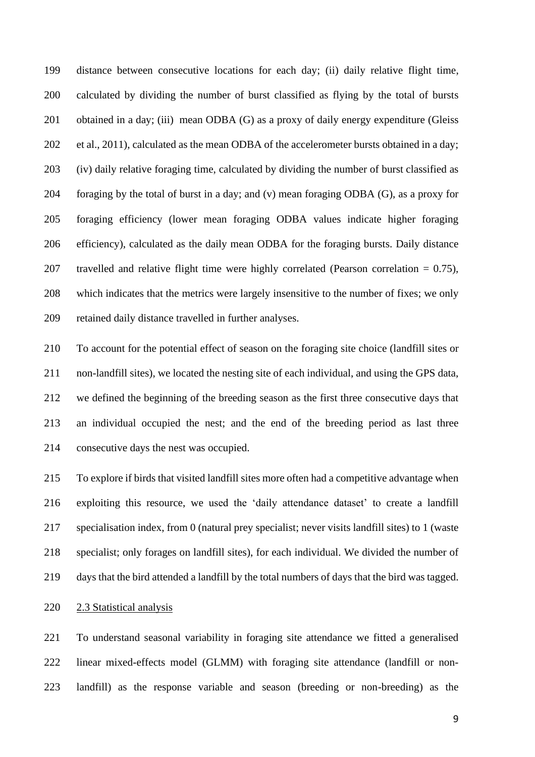distance between consecutive locations for each day; (ii) daily relative flight time, calculated by dividing the number of burst classified as flying by the total of bursts obtained in a day; (iii) mean ODBA (G) as a proxy of daily energy expenditure (Gleiss et al., 2011), calculated as the mean ODBA of the accelerometer bursts obtained in a day; (iv) daily relative foraging time, calculated by dividing the number of burst classified as foraging by the total of burst in a day; and (v) mean foraging ODBA (G), as a proxy for foraging efficiency (lower mean foraging ODBA values indicate higher foraging efficiency), calculated as the daily mean ODBA for the foraging bursts. Daily distance travelled and relative flight time were highly correlated (Pearson correlation = 0.75), which indicates that the metrics were largely insensitive to the number of fixes; we only retained daily distance travelled in further analyses.

To account for the potential effect of season on the foraging site choice (landfill sites or non-landfill sites), we located the nesting site of each individual, and using the GPS data, we defined the beginning of the breeding season as the first three consecutive days that an individual occupied the nest; and the end of the breeding period as last three consecutive days the nest was occupied.

To explore if birds that visited landfill sites more often had a competitive advantage when exploiting this resource, we used the 'daily attendance dataset' to create a landfill specialisation index, from 0 (natural prey specialist; never visits landfill sites) to 1 (waste specialist; only forages on landfill sites), for each individual. We divided the number of days that the bird attended a landfill by the total numbers of days that the bird was tagged.

### 2.3 Statistical analysis

To understand seasonal variability in foraging site attendance we fitted a generalised linear mixed-effects model (GLMM) with foraging site attendance (landfill or non-landfill) as the response variable and season (breeding or non-breeding) as the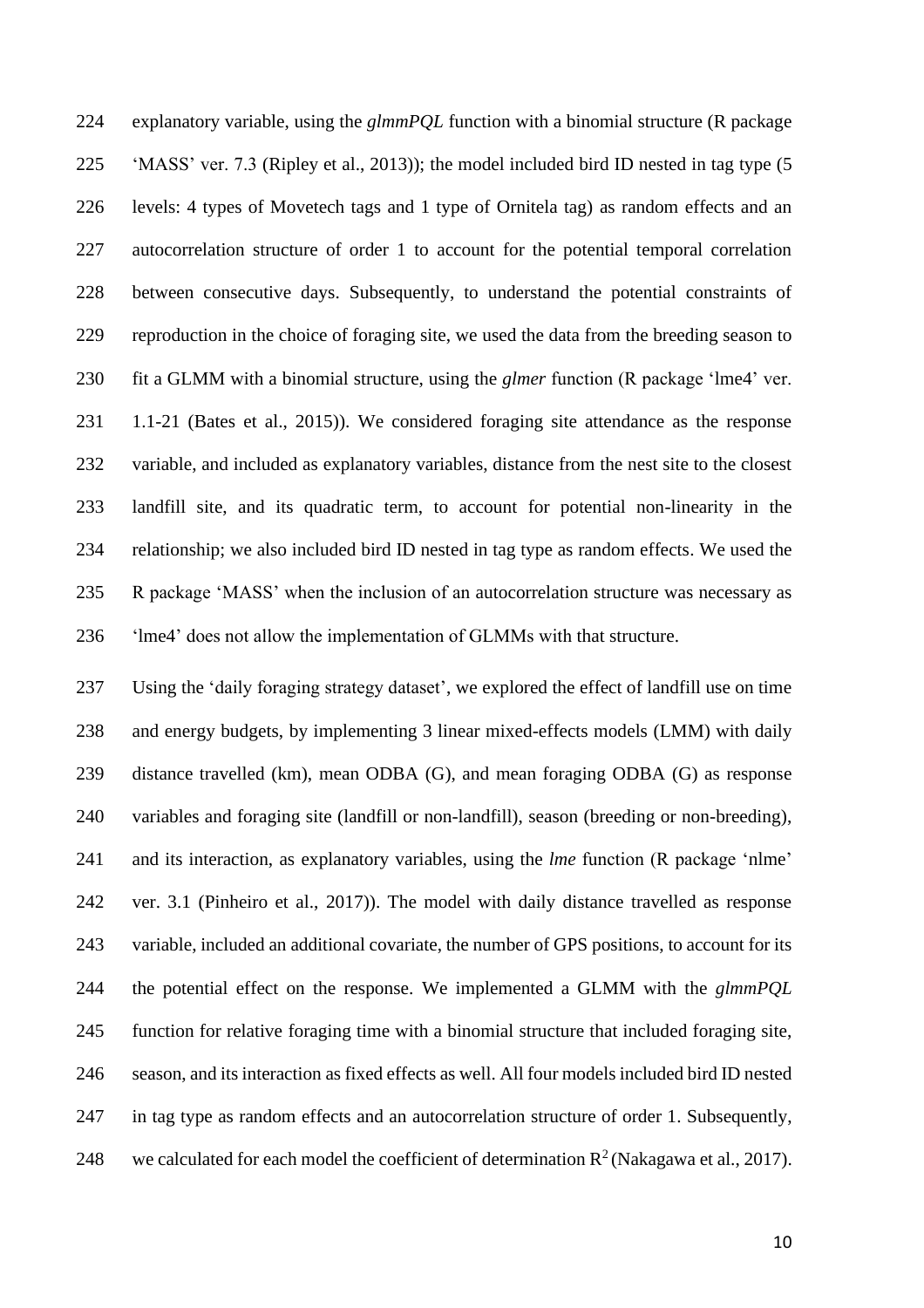explanatory variable, using the *glmmPQL* function with a binomial structure (R package 'MASS' ver. 7.3 (Ripley et al., 2013)); the model included bird ID nested in tag type (5 levels: 4 types of Movetech tags and 1 type of Ornitela tag) as random effects and an autocorrelation structure of order 1 to account for the potential temporal correlation between consecutive days. Subsequently, to understand the potential constraints of reproduction in the choice of foraging site, we used the data from the breeding season to fit a GLMM with a binomial structure, using the *glmer* function (R package 'lme4' ver. 1.1-21 (Bates et al., 2015)). We considered foraging site attendance as the response variable, and included as explanatory variables, distance from the nest site to the closest landfill site, and its quadratic term, to account for potential non-linearity in the relationship; we also included bird ID nested in tag type as random effects. We used the R package 'MASS' when the inclusion of an autocorrelation structure was necessary as 'lme4' does not allow the implementation of GLMMs with that structure.

Using the 'daily foraging strategy dataset', we explored the effect of landfill use on time and energy budgets, by implementing 3 linear mixed-effects models (LMM) with daily distance travelled (km), mean ODBA (G), and mean foraging ODBA (G) as response variables and foraging site (landfill or non-landfill), season (breeding or non-breeding), and its interaction, as explanatory variables, using the *lme* function (R package 'nlme' ver. 3.1 (Pinheiro et al., 2017)). The model with daily distance travelled as response variable, included an additional covariate, the number of GPS positions, to account for its the potential effect on the response. We implemented a GLMM with the *glmmPQL* function for relative foraging time with a binomial structure that included foraging site, season, and its interaction as fixed effects as well. All four models included bird ID nested in tag type as random effects and an autocorrelation structure of order 1. Subsequently, we calculated for each model the coefficient of determination $R^2$ (Nakagawa et al., 2017).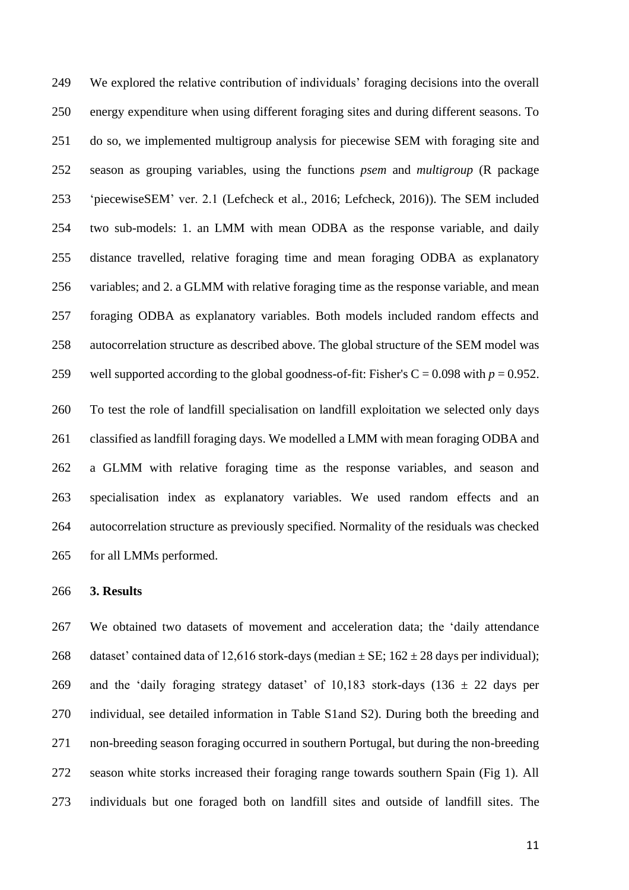We explored the relative contribution of individuals' foraging decisions into the overall energy expenditure when using different foraging sites and during different seasons. To do so, we implemented multigroup analysis for piecewise SEM with foraging site and season as grouping variables, using the functions *psem* and *multigroup* (R package 'piecewiseSEM' ver. 2.1 (Lefcheck et al., 2016; Lefcheck, 2016)). The SEM included two sub-models: 1. an LMM with mean ODBA as the response variable, and daily distance travelled, relative foraging time and mean foraging ODBA as explanatory variables; and 2. a GLMM with relative foraging time as the response variable, and mean foraging ODBA as explanatory variables. Both models included random effects and autocorrelation structure as described above. The global structure of the SEM model was well supported according to the global goodness-of-fit: Fisher's C = 0.098 with $p = 0.952$.

To test the role of landfill specialisation on landfill exploitation we selected only days classified as landfill foraging days. We modelled a LMM with mean foraging ODBA and a GLMM with relative foraging time as the response variables, and season and specialisation index as explanatory variables. We used random effects and an autocorrelation structure as previously specified. Normality of the residuals was checked for all LMMs performed.

**3. Results**

We obtained two datasets of movement and acceleration data; the 'daily attendance dataset' contained data of 12,616 stork-days (median ± SE; 162 ± 28 days per individual); and the 'daily foraging strategy dataset' of 10,183 stork-days (136 ± 22 days per individual, see detailed information in Table S1and S2). During both the breeding and non-breeding season foraging occurred in southern Portugal, but during the non-breeding season white storks increased their foraging range towards southern Spain (Fig 1). All individuals but one foraged both on landfill sites and outside of landfill sites. The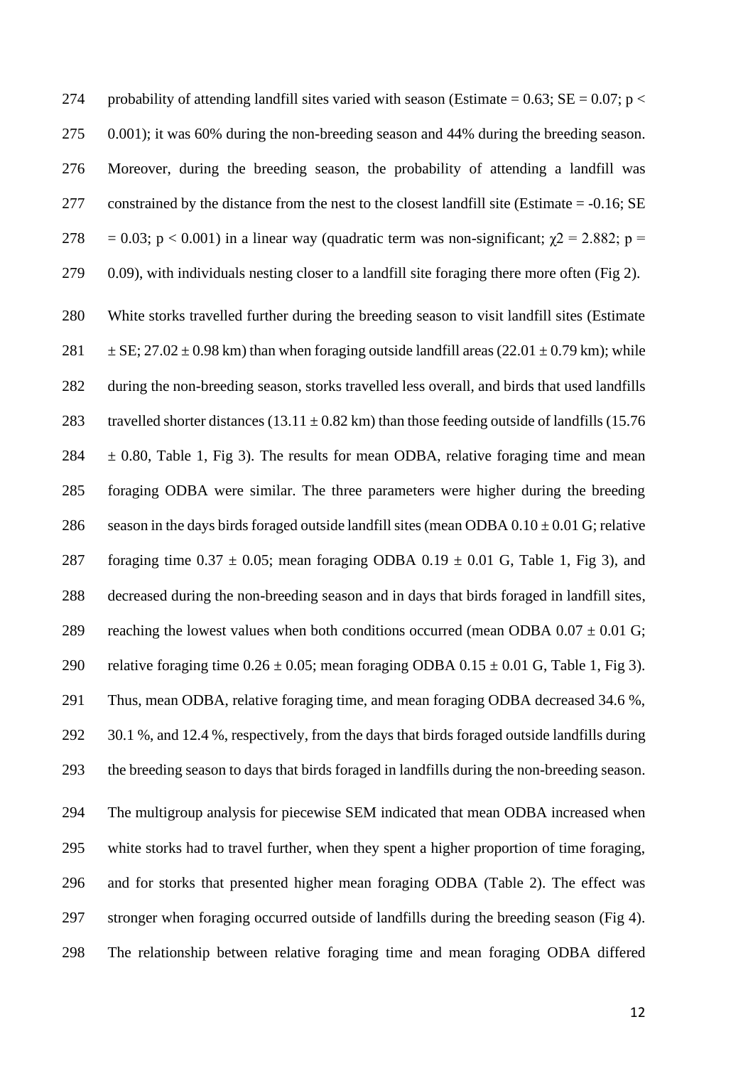probability of attending landfill sites varied with season (Estimate = 0.63; SE = 0.07; $p < 0.001$); it was 60% during the non-breeding season and 44% during the breeding season. Moreover, during the breeding season, the probability of attending a landfill was constrained by the distance from the nest to the closest landfill site (Estimate = -0.16; SE = 0.03; $p < 0.001$) in a linear way (quadratic term was non-significant; $\chi 2 = 2.882$; $p = 0.09$), with individuals nesting closer to a landfill site foraging there more often (Fig 2).

White storks travelled further during the breeding season to visit landfill sites (Estimate ± SE; 27.02 ± 0.98 km) than when foraging outside landfill areas (22.01 ± 0.79 km); while during the non-breeding season, storks travelled less overall, and birds that used landfills travelled shorter distances (13.11 ± 0.82 km) than those feeding outside of landfills (15.76 ± 0.80, Table 1, Fig 3). The results for mean ODBA, relative foraging time and mean foraging ODBA were similar. The three parameters were higher during the breeding season in the days birds foraged outside landfill sites (mean ODBA 0.10 ± 0.01 G; relative foraging time 0.37 ± 0.05; mean foraging ODBA 0.19 ± 0.01 G, Table 1, Fig 3), and decreased during the non-breeding season and in days that birds foraged in landfill sites, reaching the lowest values when both conditions occurred (mean ODBA 0.07 ± 0.01 G; relative foraging time 0.26 ± 0.05; mean foraging ODBA 0.15 ± 0.01 G, Table 1, Fig 3). Thus, mean ODBA, relative foraging time, and mean foraging ODBA decreased 34.6 %, 30.1 %, and 12.4 %, respectively, from the days that birds foraged outside landfills during the breeding season to days that birds foraged in landfills during the non-breeding season.

The multigroup analysis for piecewise SEM indicated that mean ODBA increased when white storks had to travel further, when they spent a higher proportion of time foraging, and for storks that presented higher mean foraging ODBA (Table 2). The effect was stronger when foraging occurred outside of landfills during the breeding season (Fig 4). The relationship between relative foraging time and mean foraging ODBA differed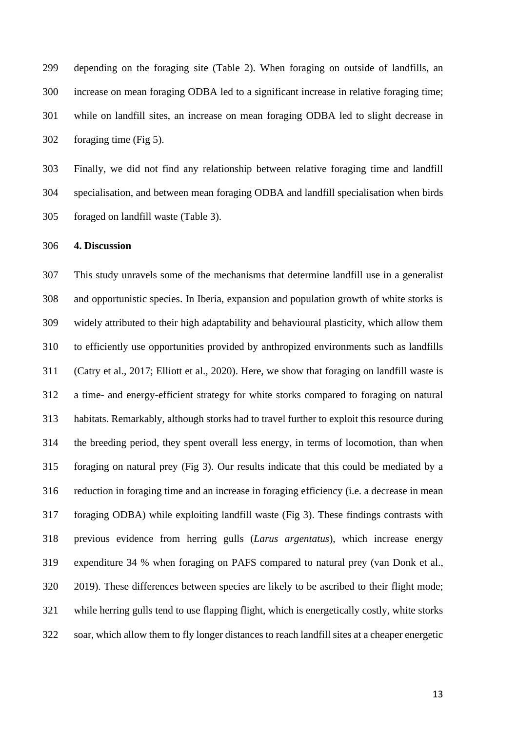depending on the foraging site (Table 2). When foraging on outside of landfills, an increase on mean foraging ODBA led to a significant increase in relative foraging time; while on landfill sites, an increase on mean foraging ODBA led to slight decrease in foraging time (Fig 5).

Finally, we did not find any relationship between relative foraging time and landfill specialisation, and between mean foraging ODBA and landfill specialisation when birds foraged on landfill waste (Table 3).

## 4. Discussion

This study unravels some of the mechanisms that determine landfill use in a generalist and opportunistic species. In Iberia, expansion and population growth of white storks is widely attributed to their high adaptability and behavioural plasticity, which allow them to efficiently use opportunities provided by anthropized environments such as landfills (Catry et al., 2017; Elliott et al., 2020). Here, we show that foraging on landfill waste is a time- and energy-efficient strategy for white storks compared to foraging on natural habitats. Remarkably, although storks had to travel further to exploit this resource during the breeding period, they spent overall less energy, in terms of locomotion, than when foraging on natural prey (Fig 3). Our results indicate that this could be mediated by a reduction in foraging time and an increase in foraging efficiency (i.e. a decrease in mean foraging ODBA) while exploiting landfill waste (Fig 3). These findings contrasts with previous evidence from herring gulls (*Larus argentatus*), which increase energy expenditure 34 % when foraging on PAFS compared to natural prey (van Donk et al., 2019). These differences between species are likely to be ascribed to their flight mode; while herring gulls tend to use flapping flight, which is energetically costly, white storks soar, which allow them to fly longer distances to reach landfill sites at a cheaper energetic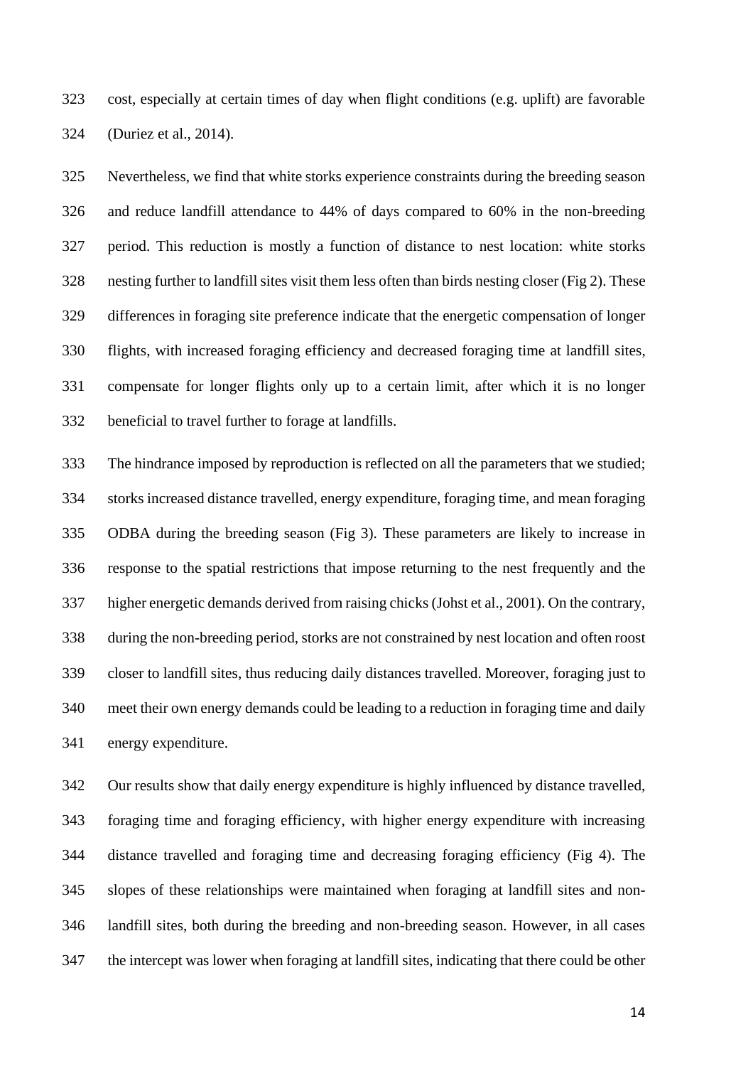cost, especially at certain times of day when flight conditions (e.g. uplift) are favorable (Duriez et al., 2014).

Nevertheless, we find that white storks experience constraints during the breeding season and reduce landfill attendance to 44% of days compared to 60% in the non-breeding period. This reduction is mostly a function of distance to nest location: white storks nesting further to landfill sites visit them less often than birds nesting closer (Fig 2). These differences in foraging site preference indicate that the energetic compensation of longer flights, with increased foraging efficiency and decreased foraging time at landfill sites, compensate for longer flights only up to a certain limit, after which it is no longer beneficial to travel further to forage at landfills.

The hindrance imposed by reproduction is reflected on all the parameters that we studied; storks increased distance travelled, energy expenditure, foraging time, and mean foraging ODBA during the breeding season (Fig 3). These parameters are likely to increase in response to the spatial restrictions that impose returning to the nest frequently and the higher energetic demands derived from raising chicks (Johst et al., 2001). On the contrary, during the non-breeding period, storks are not constrained by nest location and often roost closer to landfill sites, thus reducing daily distances travelled. Moreover, foraging just to meet their own energy demands could be leading to a reduction in foraging time and daily energy expenditure.

Our results show that daily energy expenditure is highly influenced by distance travelled, foraging time and foraging efficiency, with higher energy expenditure with increasing distance travelled and foraging time and decreasing foraging efficiency (Fig 4). The slopes of these relationships were maintained when foraging at landfill sites and non-landfill sites, both during the breeding and non-breeding season. However, in all cases the intercept was lower when foraging at landfill sites, indicating that there could be other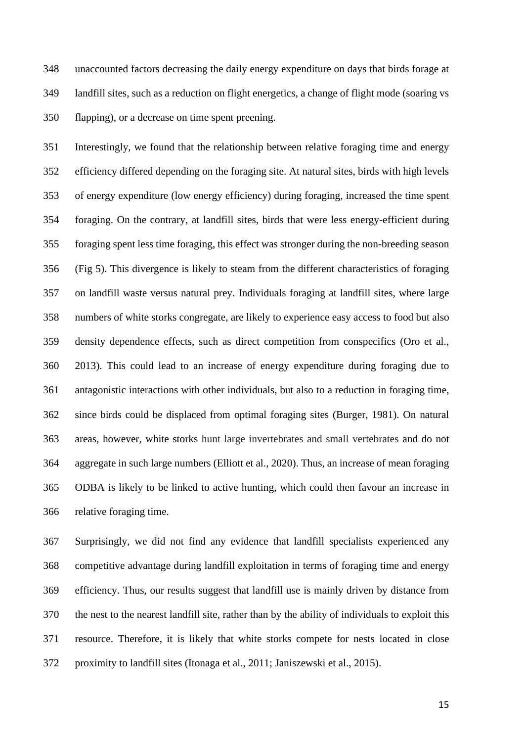unaccounted factors decreasing the daily energy expenditure on days that birds forage at landfill sites, such as a reduction on flight energetics, a change of flight mode (soaring vs flapping), or a decrease on time spent preening.

Interestingly, we found that the relationship between relative foraging time and energy efficiency differed depending on the foraging site. At natural sites, birds with high levels of energy expenditure (low energy efficiency) during foraging, increased the time spent foraging. On the contrary, at landfill sites, birds that were less energy-efficient during foraging spent less time foraging, this effect was stronger during the non-breeding season (Fig 5). This divergence is likely to steam from the different characteristics of foraging on landfill waste versus natural prey. Individuals foraging at landfill sites, where large numbers of white storks congregate, are likely to experience easy access to food but also density dependence effects, such as direct competition from conspecifics (Oro et al., 2013). This could lead to an increase of energy expenditure during foraging due to antagonistic interactions with other individuals, but also to a reduction in foraging time, since birds could be displaced from optimal foraging sites (Burger, 1981). On natural areas, however, white storks hunt large invertebrates and small vertebrates and do not aggregate in such large numbers (Elliott et al., 2020). Thus, an increase of mean foraging ODBA is likely to be linked to active hunting, which could then favour an increase in relative foraging time.

Surprisingly, we did not find any evidence that landfill specialists experienced any competitive advantage during landfill exploitation in terms of foraging time and energy efficiency. Thus, our results suggest that landfill use is mainly driven by distance from the nest to the nearest landfill site, rather than by the ability of individuals to exploit this resource. Therefore, it is likely that white storks compete for nests located in close proximity to landfill sites (Itonaga et al., 2011; Janiszewski et al., 2015).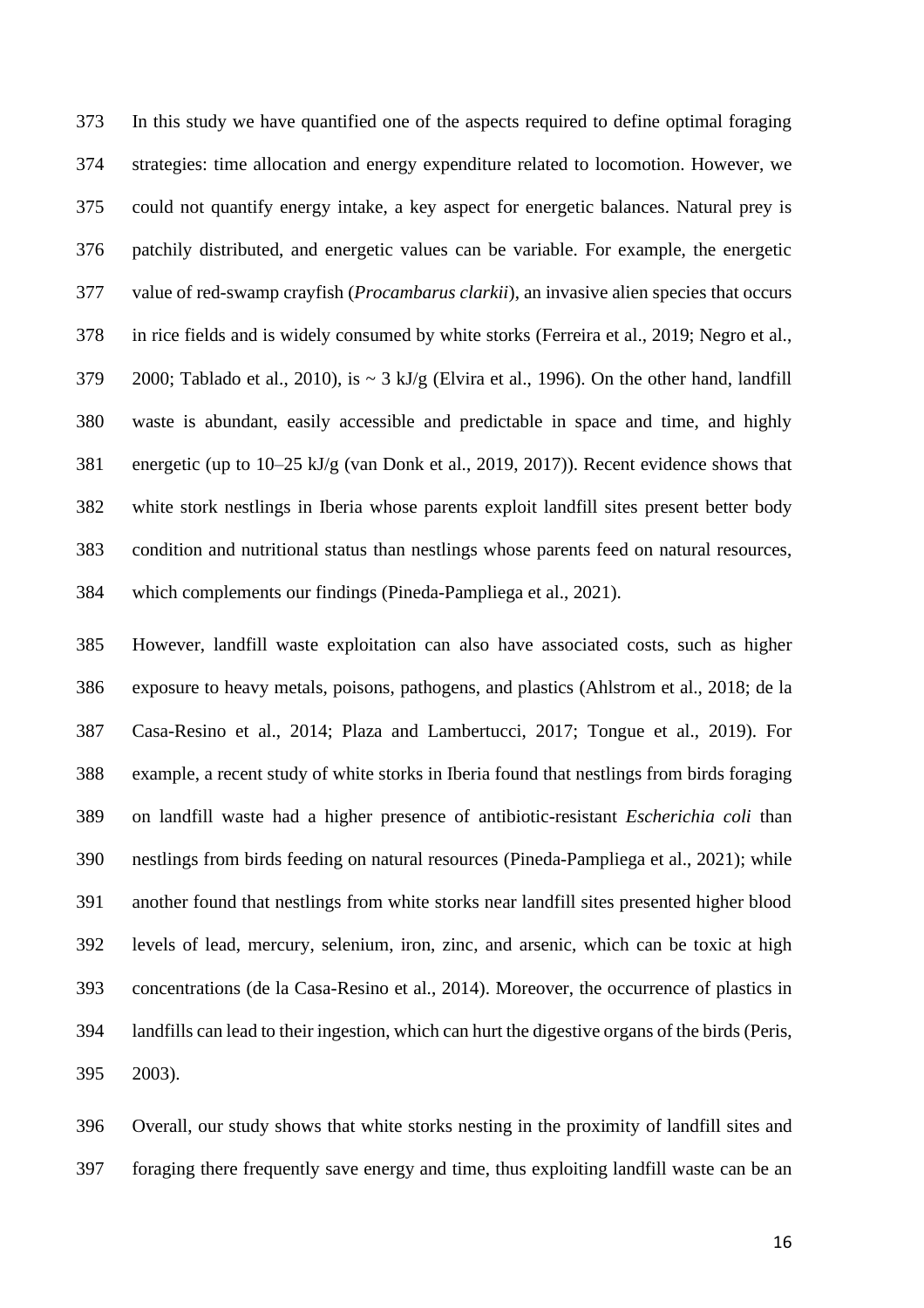In this study we have quantified one of the aspects required to define optimal foraging strategies: time allocation and energy expenditure related to locomotion. However, we could not quantify energy intake, a key aspect for energetic balances. Natural prey is patchily distributed, and energetic values can be variable. For example, the energetic value of red-swamp crayfish (*Procambarus clarkii*), an invasive alien species that occurs in rice fields and is widely consumed by white storks (Ferreira et al., 2019; Negro et al., 2000; Tablado et al., 2010), is ~ 3 kJ/g (Elvira et al., 1996). On the other hand, landfill waste is abundant, easily accessible and predictable in space and time, and highly energetic (up to 10–25 kJ/g (van Donk et al., 2019, 2017)). Recent evidence shows that white stork nestlings in Iberia whose parents exploit landfill sites present better body condition and nutritional status than nestlings whose parents feed on natural resources, which complements our findings (Pineda-Pampliega et al., 2021).

However, landfill waste exploitation can also have associated costs, such as higher exposure to heavy metals, poisons, pathogens, and plastics (Ahlstrom et al., 2018; de la Casa-Resino et al., 2014; Plaza and Lambertucci, 2017; Tongue et al., 2019). For example, a recent study of white storks in Iberia found that nestlings from birds foraging on landfill waste had a higher presence of antibiotic-resistant *Escherichia coli* than nestlings from birds feeding on natural resources (Pineda-Pampliega et al., 2021); while another found that nestlings from white storks near landfill sites presented higher blood levels of lead, mercury, selenium, iron, zinc, and arsenic, which can be toxic at high concentrations (de la Casa-Resino et al., 2014). Moreover, the occurrence of plastics in landfills can lead to their ingestion, which can hurt the digestive organs of the birds (Peris, 2003).

Overall, our study shows that white storks nesting in the proximity of landfill sites and foraging there frequently save energy and time, thus exploiting landfill waste can be an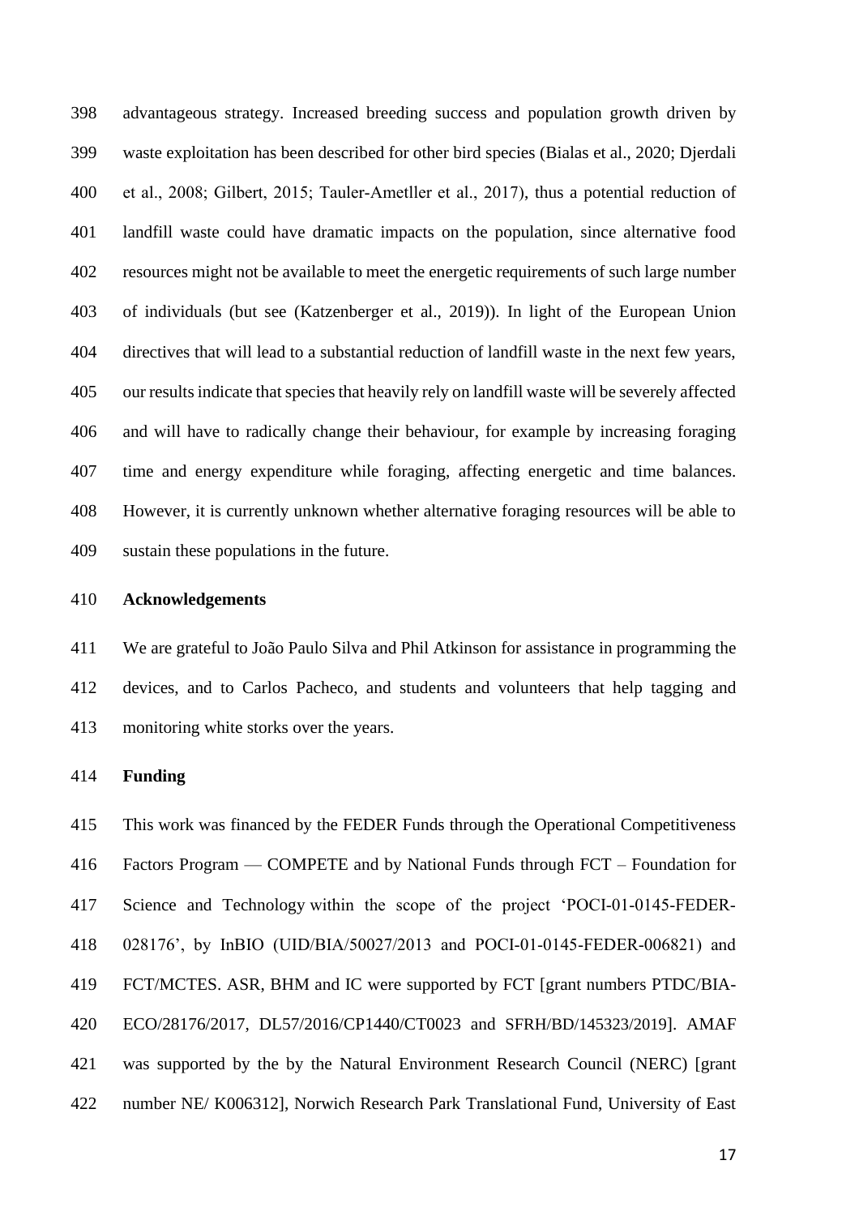advantageous strategy. Increased breeding success and population growth driven by waste exploitation has been described for other bird species (Bialas et al., 2020; Djerdali et al., 2008; Gilbert, 2015; Tauler-Ametller et al., 2017), thus a potential reduction of landfill waste could have dramatic impacts on the population, since alternative food resources might not be available to meet the energetic requirements of such large number of individuals (but see (Katzenberger et al., 2019)). In light of the European Union directives that will lead to a substantial reduction of landfill waste in the next few years, our results indicate that species that heavily rely on landfill waste will be severely affected and will have to radically change their behaviour, for example by increasing foraging time and energy expenditure while foraging, affecting energetic and time balances. However, it is currently unknown whether alternative foraging resources will be able to sustain these populations in the future.

## Acknowledgements

We are grateful to João Paulo Silva and Phil Atkinson for assistance in programming the devices, and to Carlos Pacheco, and students and volunteers that help tagging and monitoring white storks over the years.

## Funding

This work was financed by the FEDER Funds through the Operational Competitiveness Factors Program — COMPETE and by National Funds through FCT – Foundation for Science and Technology within the scope of the project 'POCI-01-0145-FEDER-028176', by InBIO (UID/BIA/50027/2013 and POCI-01-0145-FEDER-006821) and FCT/MCTES. ASR, BHM and IC were supported by FCT [grant numbers PTDC/BIA-ECO/28176/2017, DL57/2016/CP1440/CT0023 and SFRH/BD/145323/2019]. AMAF was supported by the by the Natural Environment Research Council (NERC) [grant number NE/ K006312], Norwich Research Park Translational Fund, University of East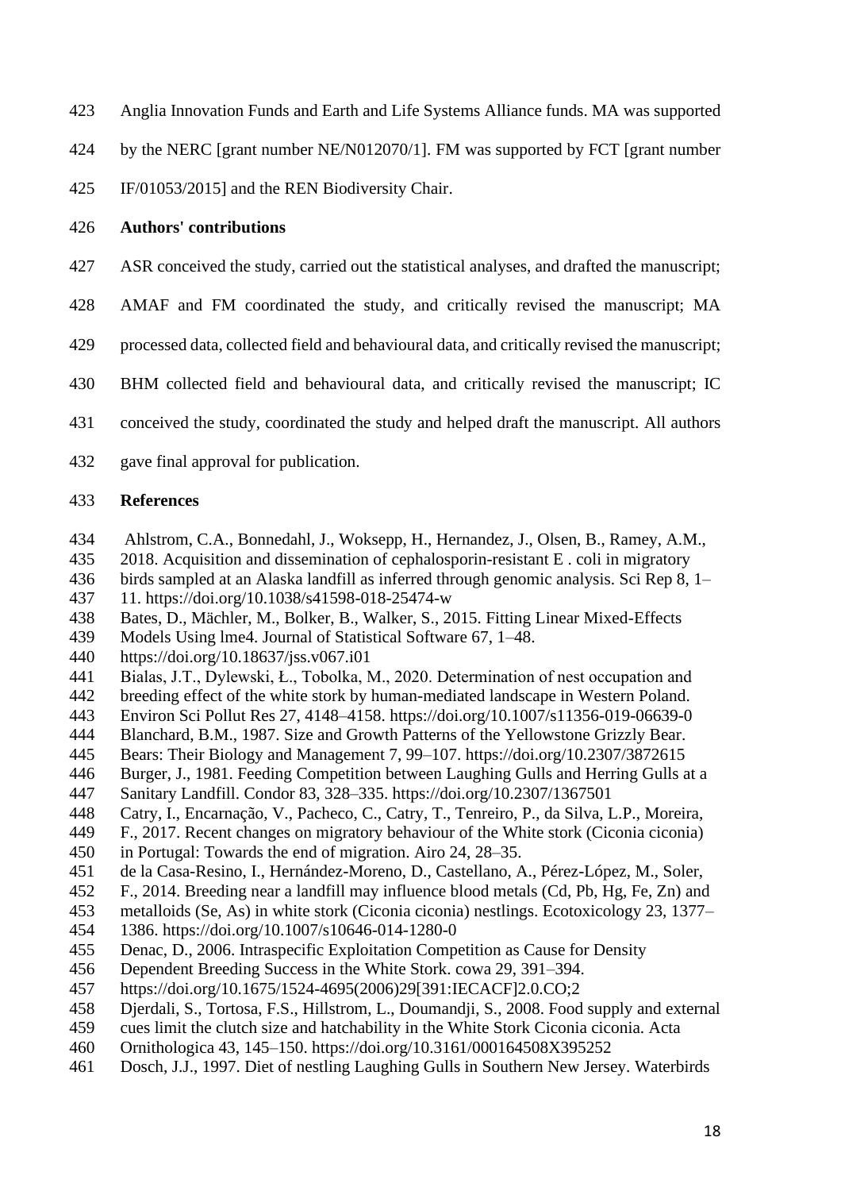Anglia Innovation Funds and Earth and Life Systems Alliance funds. MA was supported by the NERC [grant number NE/N012070/1]. FM was supported by FCT [grant number IF/01053/2015] and the REN Biodiversity Chair.

## Authors' contributions

ASR conceived the study, carried out the statistical analyses, and drafted the manuscript; AMAF and FM coordinated the study, and critically revised the manuscript; MA processed data, collected field and behavioural data, and critically revised the manuscript; BHM collected field and behavioural data, and critically revised the manuscript; IC conceived the study, coordinated the study and helped draft the manuscript. All authors gave final approval for publication.

## References

Ahlstrom, C.A., Bonnedahl, J., Woksepp, H., Hernandez, J., Olsen, B., Ramey, A.M., 2018. Acquisition and dissemination of cephalosporin-resistant E . coli in migratory birds sampled at an Alaska landfill as inferred through genomic analysis. Sci Rep 8, 1–11. https://doi.org/10.1038/s41598-018-25474-w

Bates, D., Mächler, M., Bolker, B., Walker, S., 2015. Fitting Linear Mixed-Effects Models Using lme4. Journal of Statistical Software 67, 1–48. https://doi.org/10.18637/jss.v067.i01

Bialas, J.T., Dylewski, Ł., Tobolka, M., 2020. Determination of nest occupation and breeding effect of the white stork by human-mediated landscape in Western Poland. Environ Sci Pollut Res 27, 4148–4158. https://doi.org/10.1007/s11356-019-06639-0

Blanchard, B.M., 1987. Size and Growth Patterns of the Yellowstone Grizzly Bear. Bears: Their Biology and Management 7, 99–107. https://doi.org/10.2307/3872615

Burger, J., 1981. Feeding Competition between Laughing Gulls and Herring Gulls at a Sanitary Landfill. Condor 83, 328–335. https://doi.org/10.2307/1367501

Catry, I., Encarnação, V., Pacheco, C., Catry, T., Tenreiro, P., da Silva, L.P., Moreira, F., 2017. Recent changes on migratory behaviour of the White stork (Ciconia ciconia) in Portugal: Towards the end of migration. Airo 24, 28–35.

de la Casa-Resino, I., Hernández-Moreno, D., Castellano, A., Pérez-López, M., Soler, F., 2014. Breeding near a landfill may influence blood metals (Cd, Pb, Hg, Fe, Zn) and metalloids (Se, As) in white stork (Ciconia ciconia) nestlings. Ecotoxicology 23, 1377–1386. https://doi.org/10.1007/s10646-014-1280-0

Denac, D., 2006. Intraspecific Exploitation Competition as Cause for Density Dependent Breeding Success in the White Stork. cowa 29, 391–394. https://doi.org/10.1675/1524-4695(2006)29[391:IECACF]2.0.CO;2

Djerdali, S., Tortosa, F.S., Hillstrom, L., Doumandji, S., 2008. Food supply and external cues limit the clutch size and hatchability in the White Stork Ciconia ciconia. Acta Ornithologica 43, 145–150. https://doi.org/10.3161/000164508X395252

Dosch, J.J., 1997. Diet of nestling Laughing Gulls in Southern New Jersey. Waterbirds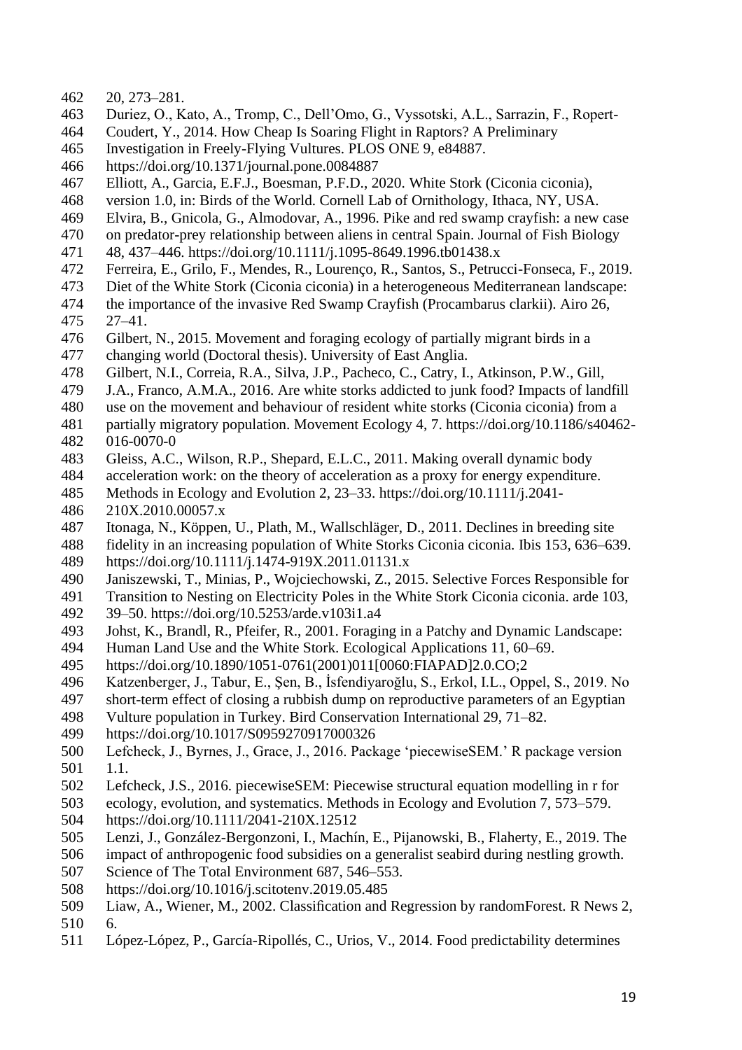20, 273–281.

Duriez, O., Kato, A., Tromp, C., Dell'Omo, G., Vyssotski, A.L., Sarrazin, F., Ropert-Coudert, Y., 2014. How Cheap Is Soaring Flight in Raptors? A Preliminary Investigation in Freely-Flying Vultures. PLOS ONE 9, e84887. https://doi.org/10.1371/journal.pone.0084887

Elliott, A., Garcia, E.F.J., Boesman, P.F.D., 2020. White Stork (Ciconia ciconia), version 1.0, in: Birds of the World. Cornell Lab of Ornithology, Ithaca, NY, USA.

Elvira, B., Gnicola, G., Almodovar, A., 1996. Pike and red swamp crayfish: a new case on predator-prey relationship between aliens in central Spain. Journal of Fish Biology 48, 437–446. https://doi.org/10.1111/j.1095-8649.1996.tb01438.x

Ferreira, E., Grilo, F., Mendes, R., Lourenço, R., Santos, S., Petrucci-Fonseca, F., 2019. Diet of the White Stork (Ciconia ciconia) in a heterogeneous Mediterranean landscape: the importance of the invasive Red Swamp Crayfish (Procambarus clarkii). Airo 26, 27–41.

Gilbert, N., 2015. Movement and foraging ecology of partially migrant birds in a changing world (Doctoral thesis). University of East Anglia.

Gilbert, N.I., Correia, R.A., Silva, J.P., Pacheco, C., Catry, I., Atkinson, P.W., Gill, J.A., Franco, A.M.A., 2016. Are white storks addicted to junk food? Impacts of landfill use on the movement and behaviour of resident white storks (Ciconia ciconia) from a partially migratory population. Movement Ecology 4, 7. https://doi.org/10.1186/s40462-016-0070-0

Gleiss, A.C., Wilson, R.P., Shepard, E.L.C., 2011. Making overall dynamic body acceleration work: on the theory of acceleration as a proxy for energy expenditure. Methods in Ecology and Evolution 2, 23–33. https://doi.org/10.1111/j.2041-210X.2010.00057.x

Itonaga, N., Köppen, U., Plath, M., Wallschläger, D., 2011. Declines in breeding site fidelity in an increasing population of White Storks Ciconia ciconia. Ibis 153, 636–639. https://doi.org/10.1111/j.1474-919X.2011.01131.x

Janiszewski, T., Minias, P., Wojciechowski, Z., 2015. Selective Forces Responsible for Transition to Nesting on Electricity Poles in the White Stork Ciconia ciconia. arde 103, 39–50. https://doi.org/10.5253/arde.v103i1.a4

Johst, K., Brandl, R., Pfeifer, R., 2001. Foraging in a Patchy and Dynamic Landscape: Human Land Use and the White Stork. Ecological Applications 11, 60–69. https://doi.org/10.1890/1051-0761(2001)011[0060:FIAPAD]2.0.CO;2

Katzenberger, J., Tabur, E., Şen, B., İsfendiyaroğlu, S., Erkol, I.L., Oppel, S., 2019. No short-term effect of closing a rubbish dump on reproductive parameters of an Egyptian Vulture population in Turkey. Bird Conservation International 29, 71–82. https://doi.org/10.1017/S0959270917000326

Lefcheck, J., Byrnes, J., Grace, J., 2016. Package 'piecewiseSEM.' R package version 1.1.

Lefcheck, J.S., 2016. piecewiseSEM: Piecewise structural equation modelling in r for ecology, evolution, and systematics. Methods in Ecology and Evolution 7, 573–579. https://doi.org/10.1111/2041-210X.12512

Lenzi, J., González-Bergonzoni, I., Machín, E., Pijanowski, B., Flaherty, E., 2019. The impact of anthropogenic food subsidies on a generalist seabird during nestling growth. Science of The Total Environment 687, 546–553. https://doi.org/10.1016/j.scitotenv.2019.05.485

Liaw, A., Wiener, M., 2002. Classification and Regression by randomForest. R News 2, 6.

López-López, P., García-Ripollés, C., Urios, V., 2014. Food predictability determines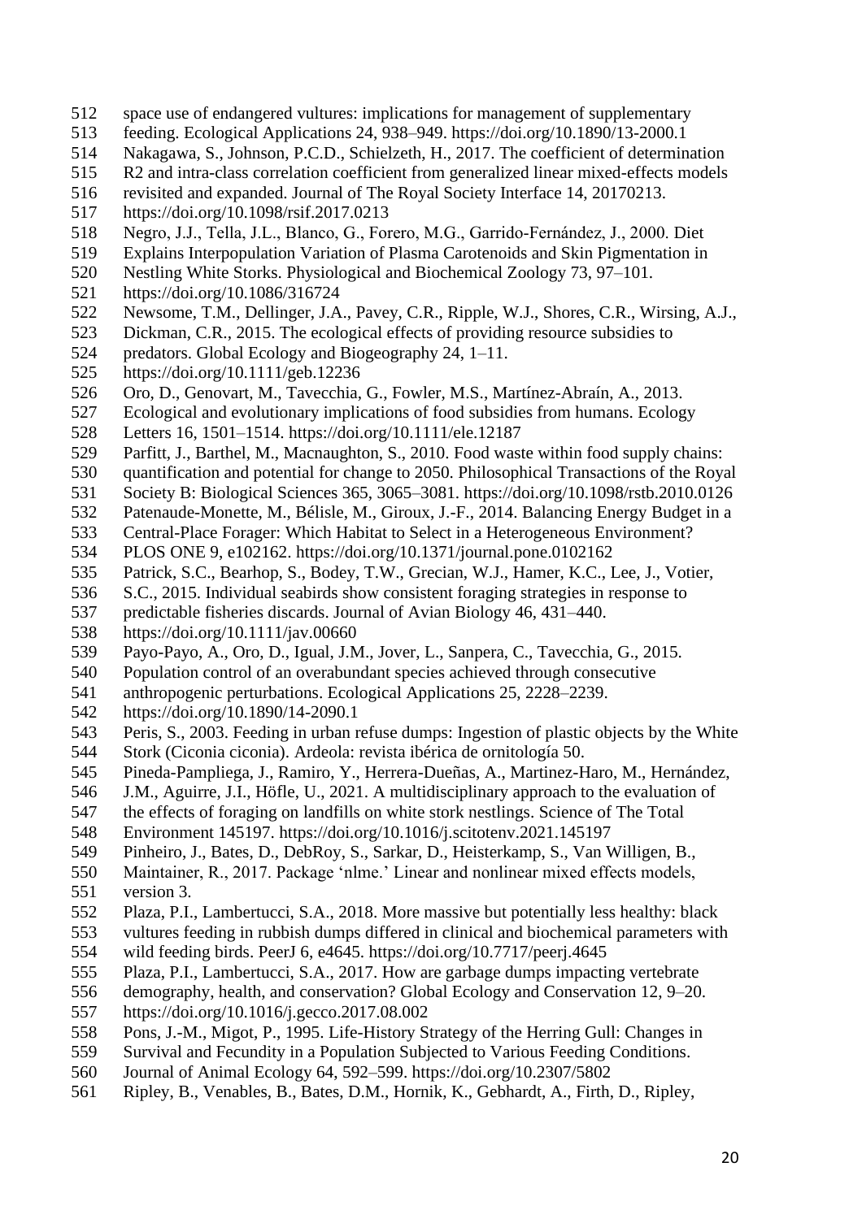space use of endangered vultures: implications for management of supplementary feeding. Ecological Applications 24, 938–949. https://doi.org/10.1890/13-2000.1

Nakagawa, S., Johnson, P.C.D., Schielzeth, H., 2017. The coefficient of determination R2 and intra-class correlation coefficient from generalized linear mixed-effects models revisited and expanded. Journal of The Royal Society Interface 14, 20170213. https://doi.org/10.1098/rsif.2017.0213

Negro, J.J., Tella, J.L., Blanco, G., Forero, M.G., Garrido-Fernández, J., 2000. Diet Explains Interpopulation Variation of Plasma Carotenoids and Skin Pigmentation in Nestling White Storks. Physiological and Biochemical Zoology 73, 97–101. https://doi.org/10.1086/316724

Newsome, T.M., Dellinger, J.A., Pavey, C.R., Ripple, W.J., Shores, C.R., Wirsing, A.J., Dickman, C.R., 2015. The ecological effects of providing resource subsidies to predators. Global Ecology and Biogeography 24, 1–11. https://doi.org/10.1111/geb.12236

Oro, D., Genovart, M., Tavecchia, G., Fowler, M.S., Martínez-Abraín, A., 2013. Ecological and evolutionary implications of food subsidies from humans. Ecology Letters 16, 1501–1514. https://doi.org/10.1111/ele.12187

Parfitt, J., Barthel, M., Macnaughton, S., 2010. Food waste within food supply chains: quantification and potential for change to 2050. Philosophical Transactions of the Royal Society B: Biological Sciences 365, 3065–3081. https://doi.org/10.1098/rstb.2010.0126

Patenaude-Monette, M., Bélisle, M., Giroux, J.-F., 2014. Balancing Energy Budget in a Central-Place Forager: Which Habitat to Select in a Heterogeneous Environment? PLOS ONE 9, e102162. https://doi.org/10.1371/journal.pone.0102162

Patrick, S.C., Bearhop, S., Bodey, T.W., Grecian, W.J., Hamer, K.C., Lee, J., Votier, S.C., 2015. Individual seabirds show consistent foraging strategies in response to predictable fisheries discards. Journal of Avian Biology 46, 431–440. https://doi.org/10.1111/jav.00660

Payo-Payo, A., Oro, D., Igual, J.M., Jover, L., Sanpera, C., Tavecchia, G., 2015. Population control of an overabundant species achieved through consecutive anthropogenic perturbations. Ecological Applications 25, 2228–2239. https://doi.org/10.1890/14-2090.1

Peris, S., 2003. Feeding in urban refuse dumps: Ingestion of plastic objects by the White Stork (Ciconia ciconia). Ardeola: revista ibérica de ornitología 50.

Pineda-Pampliega, J., Ramiro, Y., Herrera-Dueñas, A., Martinez-Haro, M., Hernández, J.M., Aguirre, J.I., Höfle, U., 2021. A multidisciplinary approach to the evaluation of the effects of foraging on landfills on white stork nestlings. Science of The Total Environment 145197. https://doi.org/10.1016/j.scitotenv.2021.145197

Pinheiro, J., Bates, D., DebRoy, S., Sarkar, D., Heisterkamp, S., Van Willigen, B., Maintainer, R., 2017. Package 'nlme.' Linear and nonlinear mixed effects models, version 3.

Plaza, P.I., Lambertucci, S.A., 2018. More massive but potentially less healthy: black vultures feeding in rubbish dumps differed in clinical and biochemical parameters with wild feeding birds. PeerJ 6, e4645. https://doi.org/10.7717/peerj.4645

Plaza, P.I., Lambertucci, S.A., 2017. How are garbage dumps impacting vertebrate demography, health, and conservation? Global Ecology and Conservation 12, 9–20. https://doi.org/10.1016/j.gecco.2017.08.002

Pons, J.-M., Migot, P., 1995. Life-History Strategy of the Herring Gull: Changes in Survival and Fecundity in a Population Subjected to Various Feeding Conditions. Journal of Animal Ecology 64, 592–599. https://doi.org/10.2307/5802

Ripley, B., Venables, B., Bates, D.M., Hornik, K., Gebhardt, A., Firth, D., Ripley,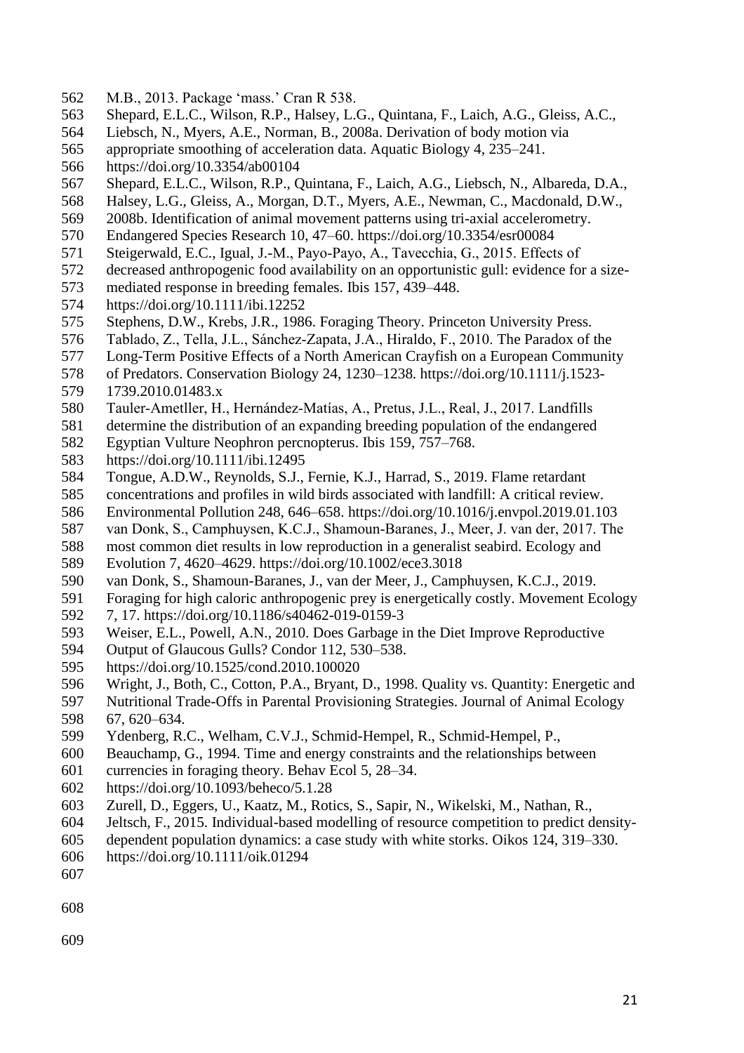M.B., 2013. Package 'mass.' Cran R 538.

Shepard, E.L.C., Wilson, R.P., Halsey, L.G., Quintana, F., Laich, A.G., Gleiss, A.C., Liebsch, N., Myers, A.E., Norman, B., 2008a. Derivation of body motion via appropriate smoothing of acceleration data. Aquatic Biology 4, 235–241. https://doi.org/10.3354/ab00104

Shepard, E.L.C., Wilson, R.P., Quintana, F., Laich, A.G., Liebsch, N., Albareda, D.A., Halsey, L.G., Gleiss, A., Morgan, D.T., Myers, A.E., Newman, C., Macdonald, D.W., 2008b. Identification of animal movement patterns using tri-axial accelerometry. Endangered Species Research 10, 47–60. https://doi.org/10.3354/esr00084

Steigerwald, E.C., Igual, J.-M., Payo-Payo, A., Tavecchia, G., 2015. Effects of decreased anthropogenic food availability on an opportunistic gull: evidence for a size-mediated response in breeding females. Ibis 157, 439–448. https://doi.org/10.1111/ibi.12252

Stephens, D.W., Krebs, J.R., 1986. Foraging Theory. Princeton University Press.

Tablado, Z., Tella, J.L., Sánchez-Zapata, J.A., Hiraldo, F., 2010. The Paradox of the Long-Term Positive Effects of a North American Crayfish on a European Community of Predators. Conservation Biology 24, 1230–1238. https://doi.org/10.1111/j.1523-1739.2010.01483.x

Tauler-Ametller, H., Hernández-Matías, A., Pretus, J.L., Real, J., 2017. Landfills determine the distribution of an expanding breeding population of the endangered Egyptian Vulture Neophron percnopterus. Ibis 159, 757–768. https://doi.org/10.1111/ibi.12495

Tongue, A.D.W., Reynolds, S.J., Fernie, K.J., Harrad, S., 2019. Flame retardant concentrations and profiles in wild birds associated with landfill: A critical review. Environmental Pollution 248, 646–658. https://doi.org/10.1016/j.envpol.2019.01.103

van Donk, S., Camphuysen, K.C.J., Shamoun-Baranes, J., Meer, J. van der, 2017. The most common diet results in low reproduction in a generalist seabird. Ecology and Evolution 7, 4620–4629. https://doi.org/10.1002/ece3.3018

van Donk, S., Shamoun-Baranes, J., van der Meer, J., Camphuysen, K.C.J., 2019. Foraging for high caloric anthropogenic prey is energetically costly. Movement Ecology 7, 17. https://doi.org/10.1186/s40462-019-0159-3

Weiser, E.L., Powell, A.N., 2010. Does Garbage in the Diet Improve Reproductive Output of Glaucous Gulls? Condor 112, 530–538. https://doi.org/10.1525/cond.2010.100020

Wright, J., Both, C., Cotton, P.A., Bryant, D., 1998. Quality vs. Quantity: Energetic and Nutritional Trade-Offs in Parental Provisioning Strategies. Journal of Animal Ecology 67, 620–634.

Ydenberg, R.C., Welham, C.V.J., Schmid-Hempel, R., Schmid-Hempel, P., Beauchamp, G., 1994. Time and energy constraints and the relationships between currencies in foraging theory. Behav Ecol 5, 28–34. https://doi.org/10.1093/beheco/5.1.28

Zurell, D., Eggers, U., Kaatz, M., Rotics, S., Sapir, N., Wikelski, M., Nathan, R., Jeltsch, F., 2015. Individual-based modelling of resource competition to predict density-dependent population dynamics: a case study with white storks. Oikos 124, 319–330. https://doi.org/10.1111/oik.01294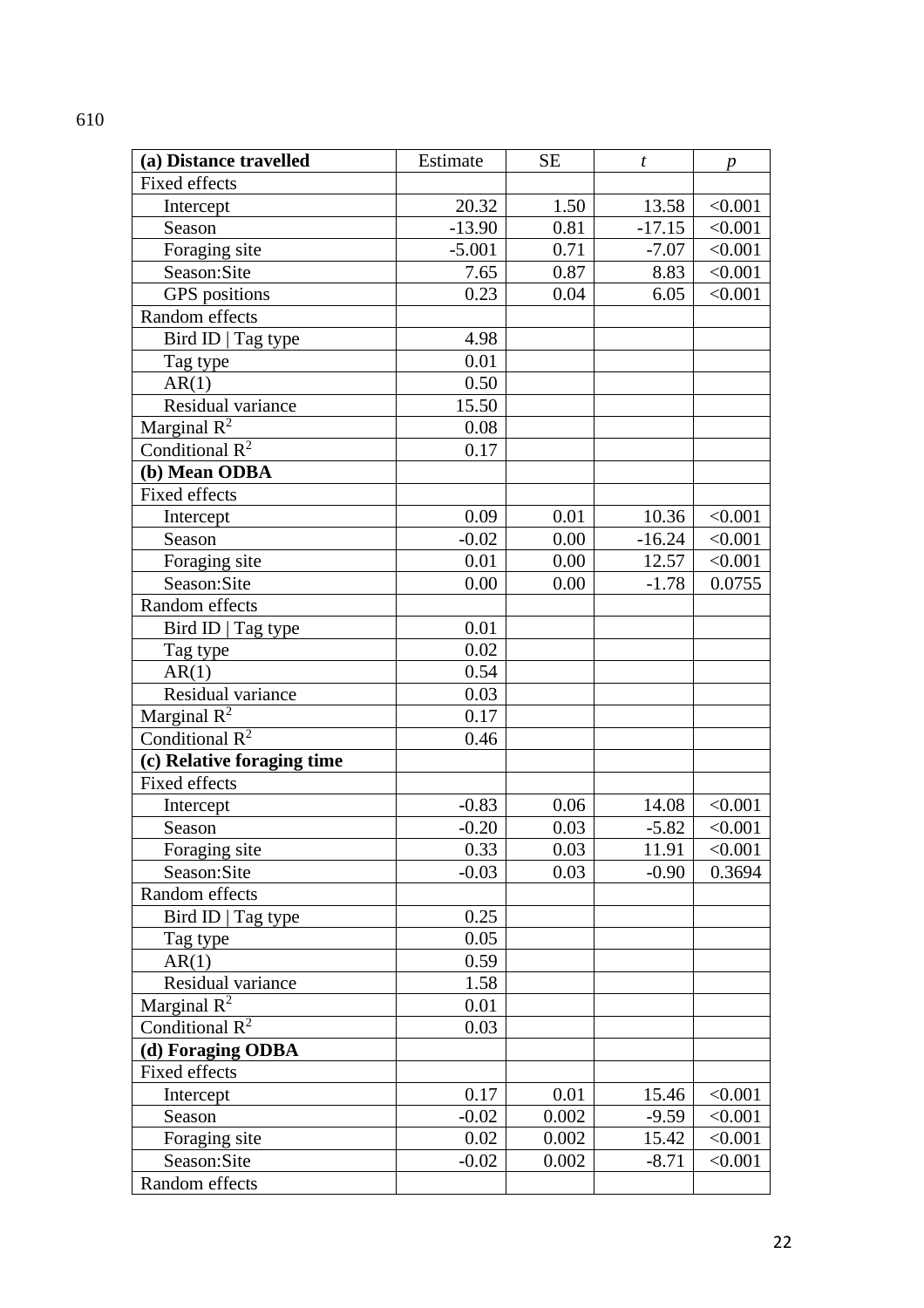610

| (a) Distance travelled | Estimate | SE | *t* | *p* |
|---|---|---|---|---|
| Fixed effects | | | | |
| Intercept | 20.32 | 1.50 | 13.58 | <0.001 |
| Season | -13.90 | 0.81 | -17.15 | <0.001 |
| Foraging site | -5.001 | 0.71 | -7.07 | <0.001 |
| Season:Site | 7.65 | 0.87 | 8.83 | <0.001 |
| GPS positions | 0.23 | 0.04 | 6.05 | <0.001 |
| Random effects | | | | |
| Bird ID \| Tag type | 4.98 | | | |
| Tag type | 0.01 | | | |
| AR(1) | 0.50 | | | |
| Residual variance | 15.50 | | | |
| Marginal $R^2$ | 0.08 | | | |
| Conditional $R^2$ | 0.17 | | | |
| **(b) Mean ODBA** | | | | |
| Fixed effects | | | | |
| Intercept | 0.09 | 0.01 | 10.36 | <0.001 |
| Season | -0.02 | 0.00 | -16.24 | <0.001 |
| Foraging site | 0.01 | 0.00 | 12.57 | <0.001 |
| Season:Site | 0.00 | 0.00 | -1.78 | 0.0755 |
| Random effects | | | | |
| Bird ID \| Tag type | 0.01 | | | |
| Tag type | 0.02 | | | |
| AR(1) | 0.54 | | | |
| Residual variance | 0.03 | | | |
| Marginal $R^2$ | 0.17 | | | |
| Conditional $R^2$ | 0.46 | | | |
| **(c) Relative foraging time** | | | | |
| Fixed effects | | | | |
| Intercept | -0.83 | 0.06 | 14.08 | <0.001 |
| Season | -0.20 | 0.03 | -5.82 | <0.001 |
| Foraging site | 0.33 | 0.03 | 11.91 | <0.001 |
| Season:Site | -0.03 | 0.03 | -0.90 | 0.3694 |
| Random effects | | | | |
| Bird ID \| Tag type | 0.25 | | | |
| Tag type | 0.05 | | | |
| AR(1) | 0.59 | | | |
| Residual variance | 1.58 | | | |
| Marginal $R^2$ | 0.01 | | | |
| Conditional $R^2$ | 0.03 | | | |
| **(d) Foraging ODBA** | | | | |
| Fixed effects | | | | |
| Intercept | 0.17 | 0.01 | 15.46 | <0.001 |
| Season | -0.02 | 0.002 | -9.59 | <0.001 |
| Foraging site | 0.02 | 0.002 | 15.42 | <0.001 |
| Season:Site | -0.02 | 0.002 | -8.71 | <0.001 |
| Random effects | | | | |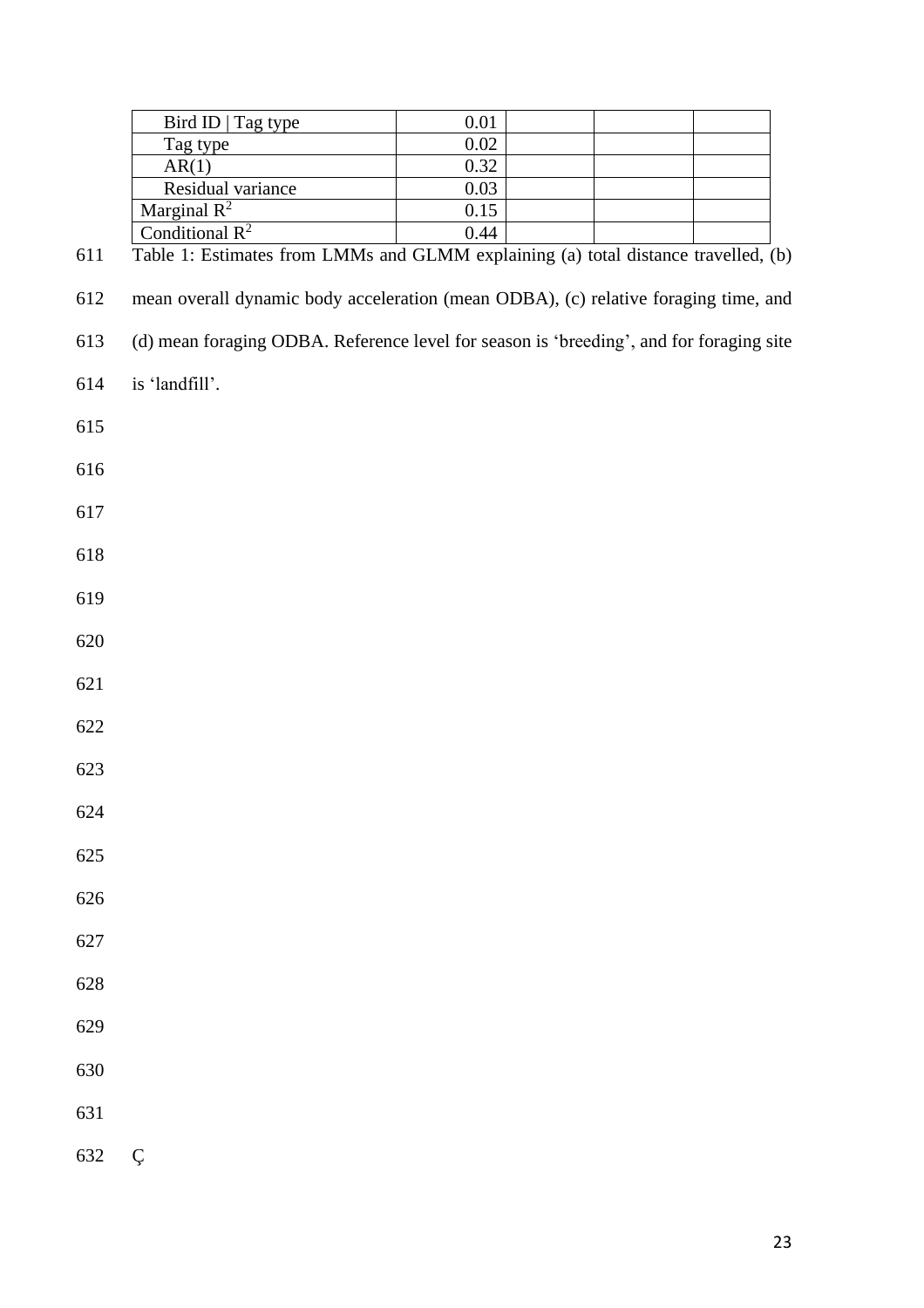| | | | | |
|---|---|---|---|---|
| Bird ID \| Tag type | 0.01 | | | |
| Tag type | 0.02 | | | |
| AR(1) | 0.32 | | | |
| Residual variance | 0.03 | | | |
| Marginal $R^2$ | 0.15 | | | |
| Conditional $R^2$ | 0.44 | | | |

Table 1: Estimates from LMMs and GLMM explaining (a) total distance travelled, (b) mean overall dynamic body acceleration (mean ODBA), (c) relative foraging time, and (d) mean foraging ODBA. Reference level for season is 'breeding', and for foraging site is 'landfill'.

Ç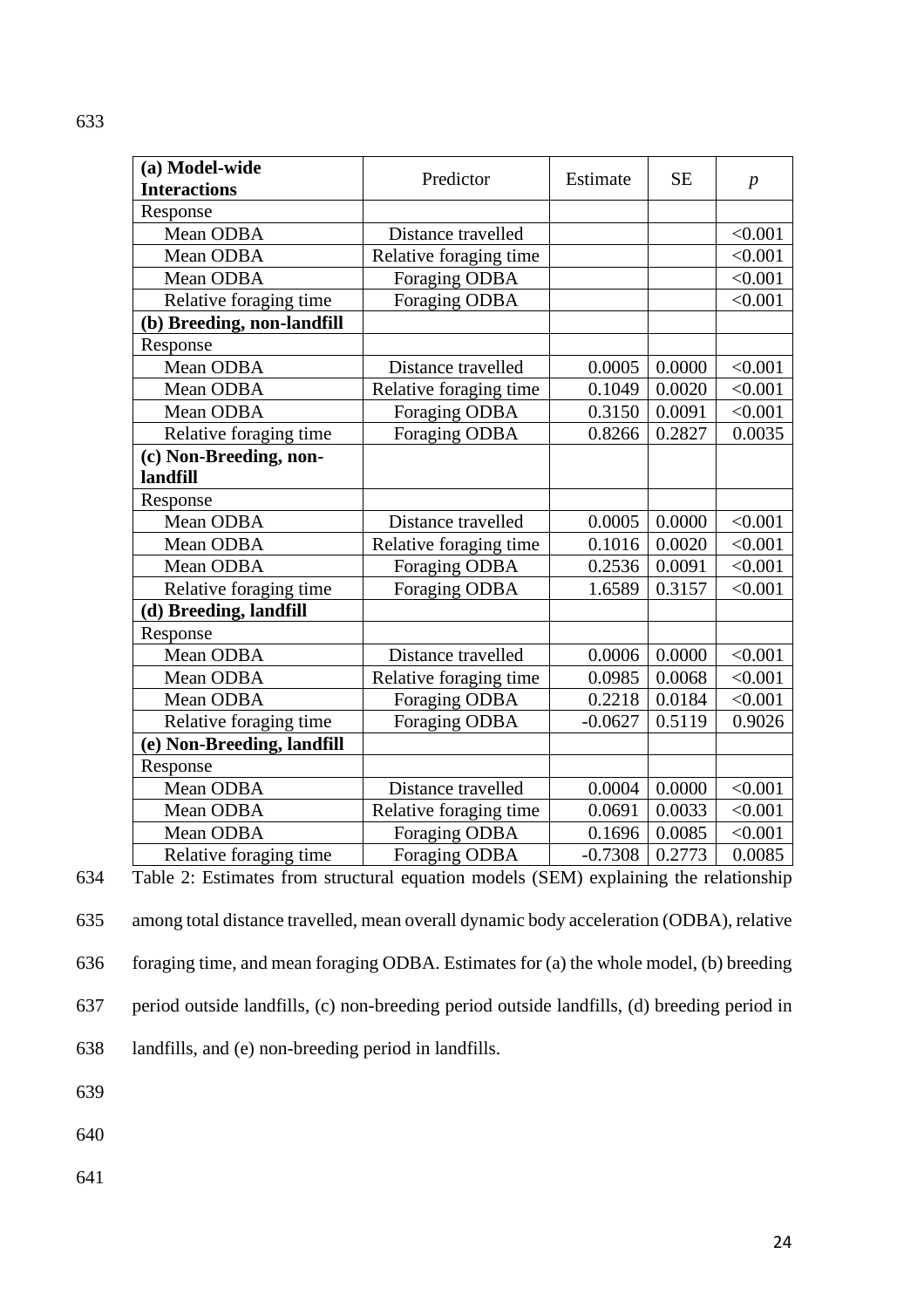| **(a) Model-wide Interactions** | Predictor | Estimate | SE | *p* |
|---|---|---|---|---|
| Response | | | | |
| Mean ODBA | Distance travelled | | | <0.001 |
| Mean ODBA | Relative foraging time | | | <0.001 |
| Mean ODBA | Foraging ODBA | | | <0.001 |
| Relative foraging time | Foraging ODBA | | | <0.001 |
| **(b) Breeding, non-landfill** | | | | |
| Response | | | | |
| Mean ODBA | Distance travelled | 0.0005 | 0.0000 | <0.001 |
| Mean ODBA | Relative foraging time | 0.1049 | 0.0020 | <0.001 |
| Mean ODBA | Foraging ODBA | 0.3150 | 0.0091 | <0.001 |
| Relative foraging time | Foraging ODBA | 0.8266 | 0.2827 | 0.0035 |
| **(c) Non-Breeding, non-landfill** | | | | |
| Response | | | | |
| Mean ODBA | Distance travelled | 0.0005 | 0.0000 | <0.001 |
| Mean ODBA | Relative foraging time | 0.1016 | 0.0020 | <0.001 |
| Mean ODBA | Foraging ODBA | 0.2536 | 0.0091 | <0.001 |
| Relative foraging time | Foraging ODBA | 1.6589 | 0.3157 | <0.001 |
| **(d) Breeding, landfill** | | | | |
| Response | | | | |
| Mean ODBA | Distance travelled | 0.0006 | 0.0000 | <0.001 |
| Mean ODBA | Relative foraging time | 0.0985 | 0.0068 | <0.001 |
| Mean ODBA | Foraging ODBA | 0.2218 | 0.0184 | <0.001 |
| Relative foraging time | Foraging ODBA | -0.0627 | 0.5119 | 0.9026 |
| **(e) Non-Breeding, landfill** | | | | |
| Response | | | | |
| Mean ODBA | Distance travelled | 0.0004 | 0.0000 | <0.001 |
| Mean ODBA | Relative foraging time | 0.0691 | 0.0033 | <0.001 |
| Mean ODBA | Foraging ODBA | 0.1696 | 0.0085 | <0.001 |
| Relative foraging time | Foraging ODBA | -0.7308 | 0.2773 | 0.0085 |

Table 2: Estimates from structural equation models (SEM) explaining the relationship among total distance travelled, mean overall dynamic body acceleration (ODBA), relative foraging time, and mean foraging ODBA. Estimates for (a) the whole model, (b) breeding period outside landfills, (c) non-breeding period outside landfills, (d) breeding period in landfills, and (e) non-breeding period in landfills.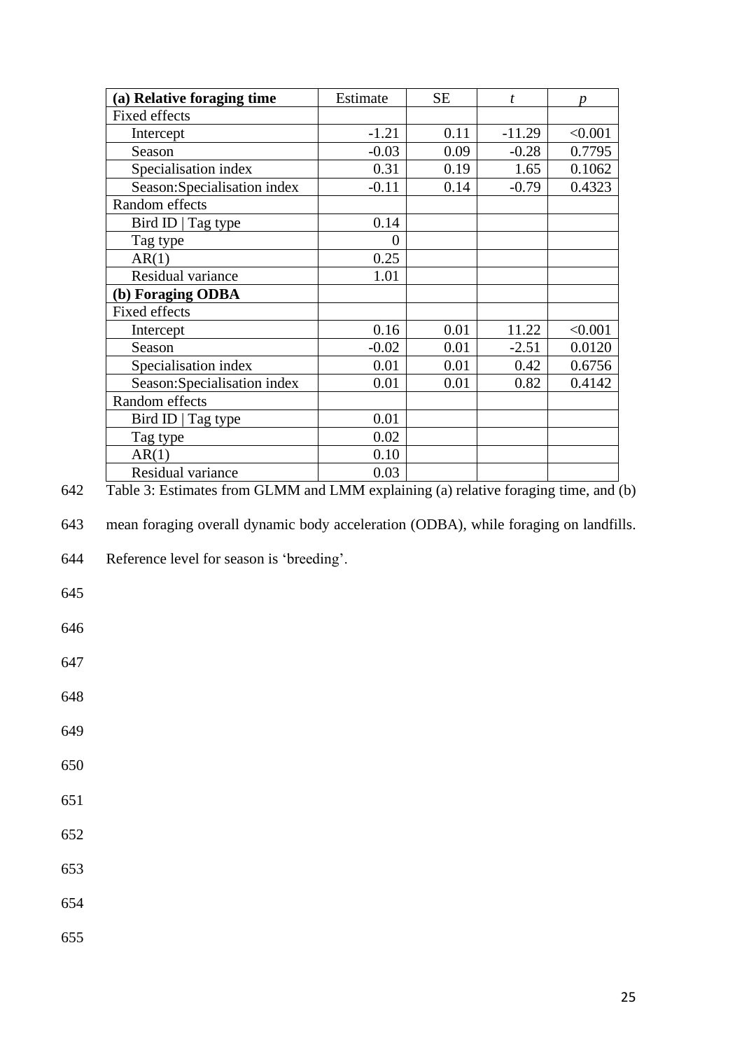| **(a) Relative foraging time** | Estimate | SE | *t* | *p* |
|---|---|---|---|---|
| Fixed effects | | | | |
| Intercept | -1.21 | 0.11 | -11.29 | <0.001 |
| Season | -0.03 | 0.09 | -0.28 | 0.7795 |
| Specialisation index | 0.31 | 0.19 | 1.65 | 0.1062 |
| Season:Specialisation index | -0.11 | 0.14 | -0.79 | 0.4323 |
| Random effects | | | | |
| Bird ID \| Tag type | 0.14 | | | |
| Tag type | 0 | | | |
| AR(1) | 0.25 | | | |
| Residual variance | 1.01 | | | |
| **(b) Foraging ODBA** | | | | |
| Fixed effects | | | | |
| Intercept | 0.16 | 0.01 | 11.22 | <0.001 |
| Season | -0.02 | 0.01 | -2.51 | 0.0120 |
| Specialisation index | 0.01 | 0.01 | 0.42 | 0.6756 |
| Season:Specialisation index | 0.01 | 0.01 | 0.82 | 0.4142 |
| Random effects | | | | |
| Bird ID \| Tag type | 0.01 | | | |
| Tag type | 0.02 | | | |
| AR(1) | 0.10 | | | |
| Residual variance | 0.03 | | | |

Table 3: Estimates from GLMM and LMM explaining (a) relative foraging time, and (b) mean foraging overall dynamic body acceleration (ODBA), while foraging on landfills. Reference level for season is 'breeding'.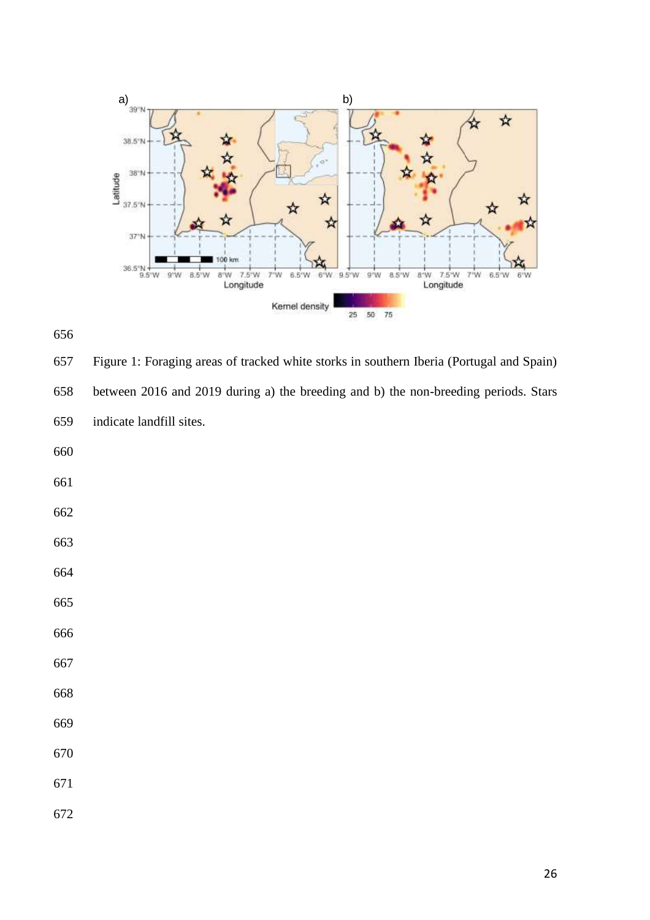Figure 1: Foraging areas of tracked white storks in southern Iberia (Portugal and Spain) between 2016 and 2019 during a) the breeding and b) the non-breeding periods. Stars indicate landfill sites.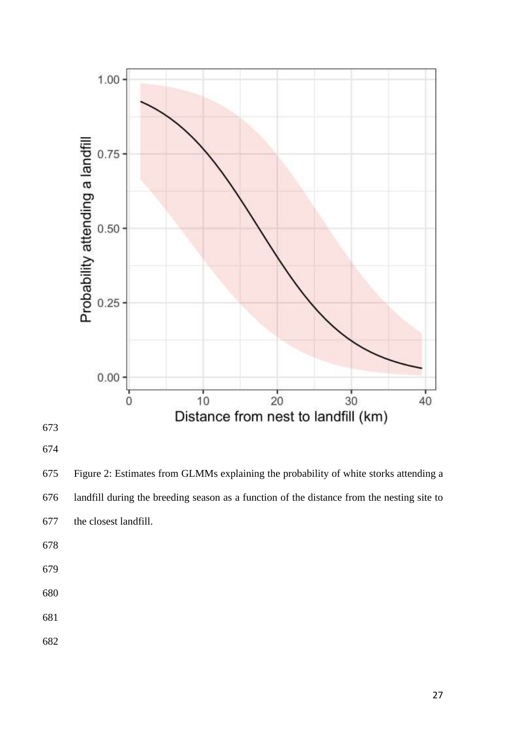Figure 2: Estimates from GLMMs explaining the probability of white storks attending a landfill during the breeding season as a function of the distance from the nesting site to the closest landfill.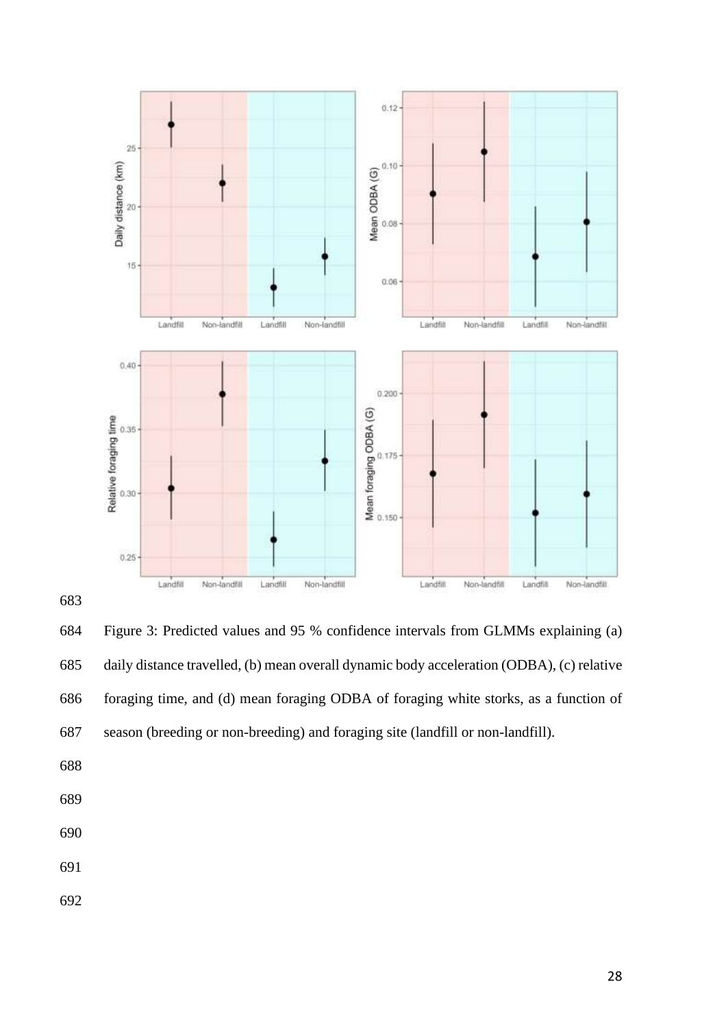Figure 3: Predicted values and 95 % confidence intervals from GLMMs explaining (a) daily distance travelled, (b) mean overall dynamic body acceleration (ODBA), (c) relative foraging time, and (d) mean foraging ODBA of foraging white storks, as a function of season (breeding or non-breeding) and foraging site (landfill or non-landfill).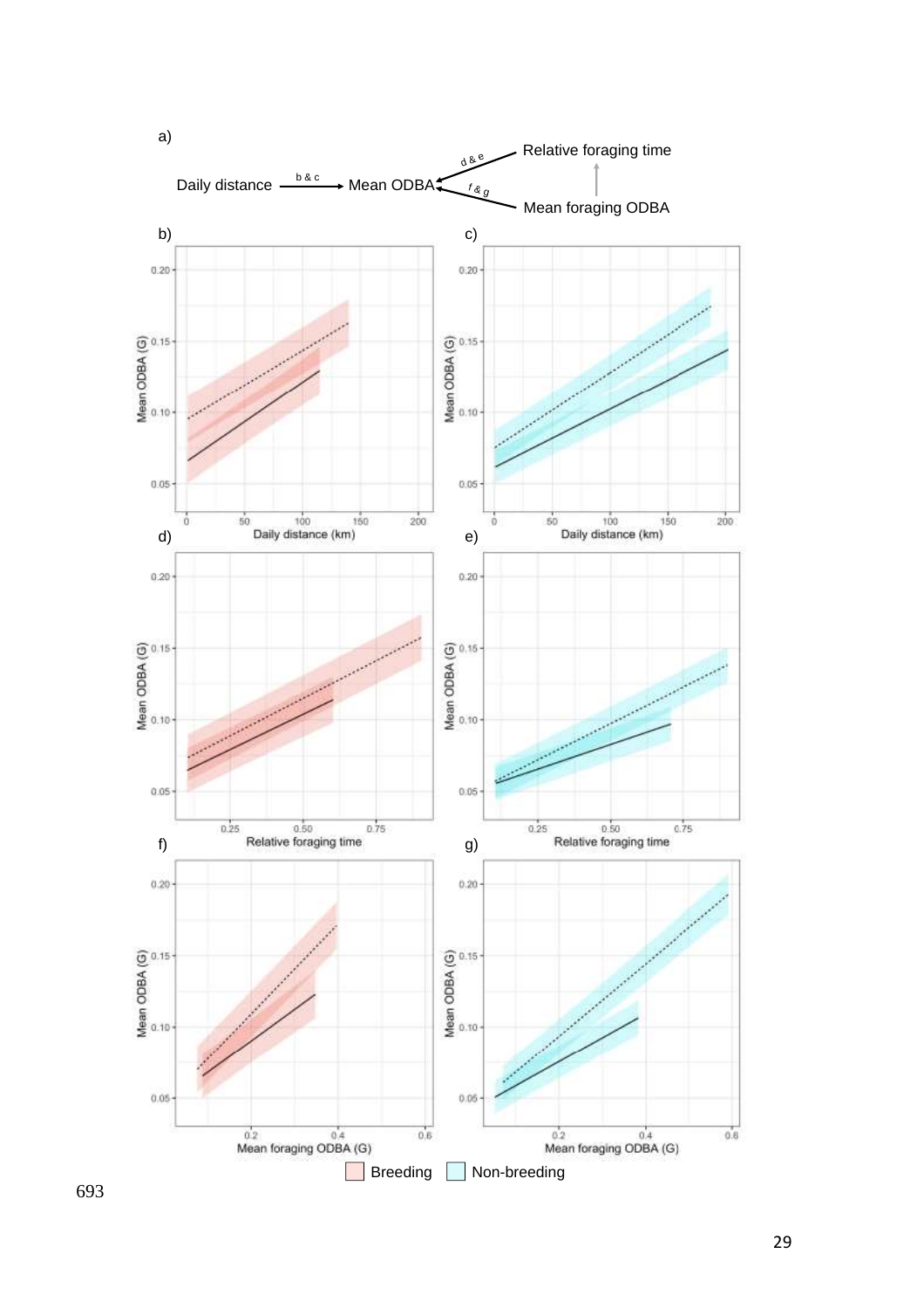a)

Daily distance → (b & c) → Mean ODBA ← (d & e) Relative foraging time

Mean ODBA ← (f & g) Mean foraging ODBA

Mean foraging ODBA → Relative foraging time

b) Mean ODBA (G) vs. Daily distance (km)

c) Mean ODBA (G) vs. Daily distance (km)

d) Mean ODBA (G) vs. Relative foraging time

e) Mean ODBA (G) vs. Relative foraging time

f) Mean ODBA (G) vs. Mean foraging ODBA (G)

g) Mean ODBA (G) vs. Mean foraging ODBA (G)

Breeding   Non-breeding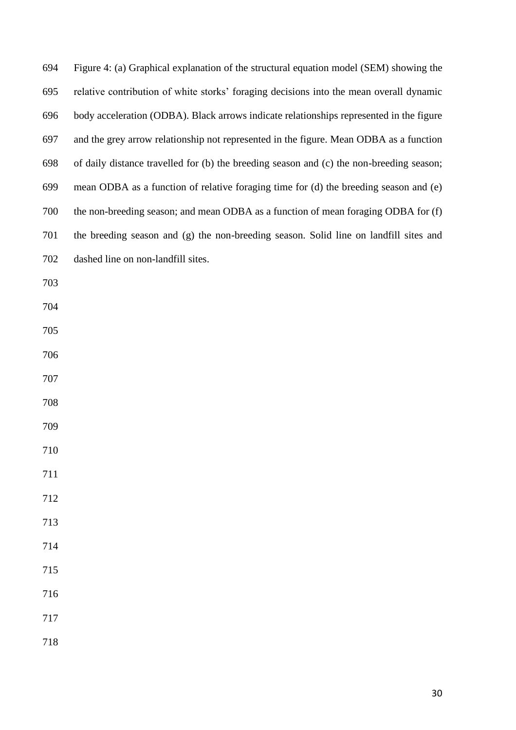Figure 4: (a) Graphical explanation of the structural equation model (SEM) showing the relative contribution of white storks' foraging decisions into the mean overall dynamic body acceleration (ODBA). Black arrows indicate relationships represented in the figure and the grey arrow relationship not represented in the figure. Mean ODBA as a function of daily distance travelled for (b) the breeding season and (c) the non-breeding season; mean ODBA as a function of relative foraging time for (d) the breeding season and (e) the non-breeding season; and mean ODBA as a function of mean foraging ODBA for (f) the breeding season and (g) the non-breeding season. Solid line on landfill sites and dashed line on non-landfill sites.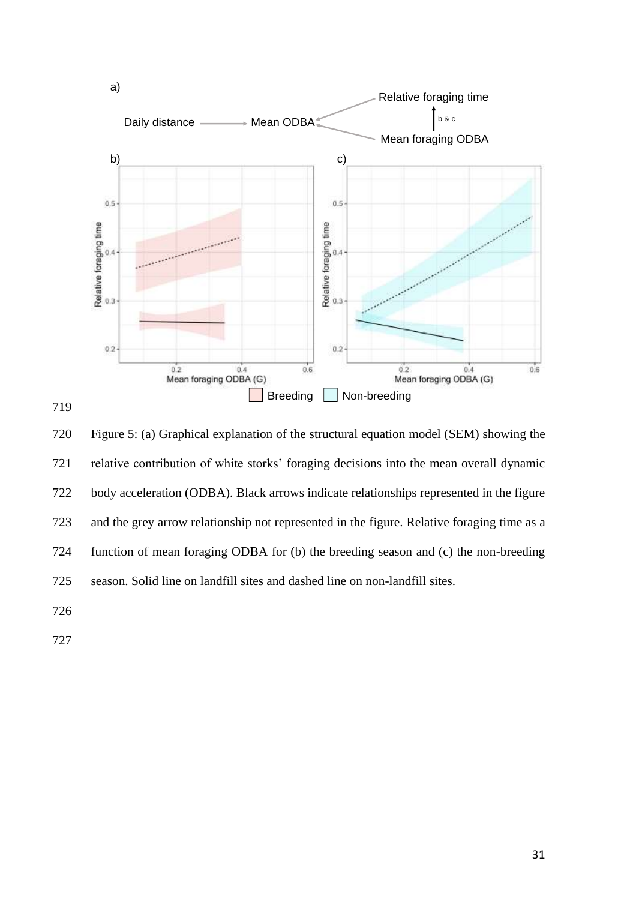a)

Daily distance

Mean ODBA

Relative foraging time

b & c

Mean foraging ODBA

b)

c)

Relative foraging time

0.5

0.4

0.3

0.2

0.2

0.4

0.6

Mean foraging ODBA (G)

Breeding

Non-breeding

Figure 5: (a) Graphical explanation of the structural equation model (SEM) showing the relative contribution of white storks' foraging decisions into the mean overall dynamic body acceleration (ODBA). Black arrows indicate relationships represented in the figure and the grey arrow relationship not represented in the figure. Relative foraging time as a function of mean foraging ODBA for (b) the breeding season and (c) the non-breeding season. Solid line on landfill sites and dashed line on non-landfill sites.